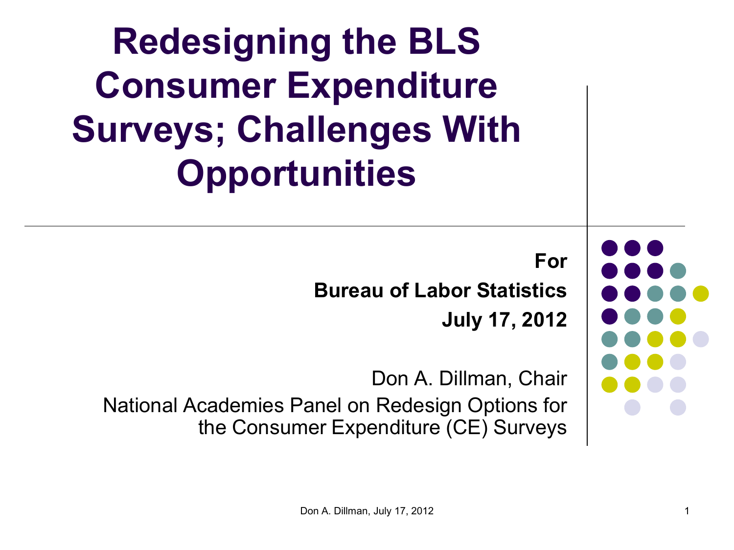# Redesigning the BLS Consumer Expenditure Surveys; Challenges With Opportunities

**For**

**Bureau of Labor Statistics**

**July 17, 2012**

Don A. Dillman, Chair

National Academies Panel on Redesign Options for the Consumer Expenditure (CE) Surveys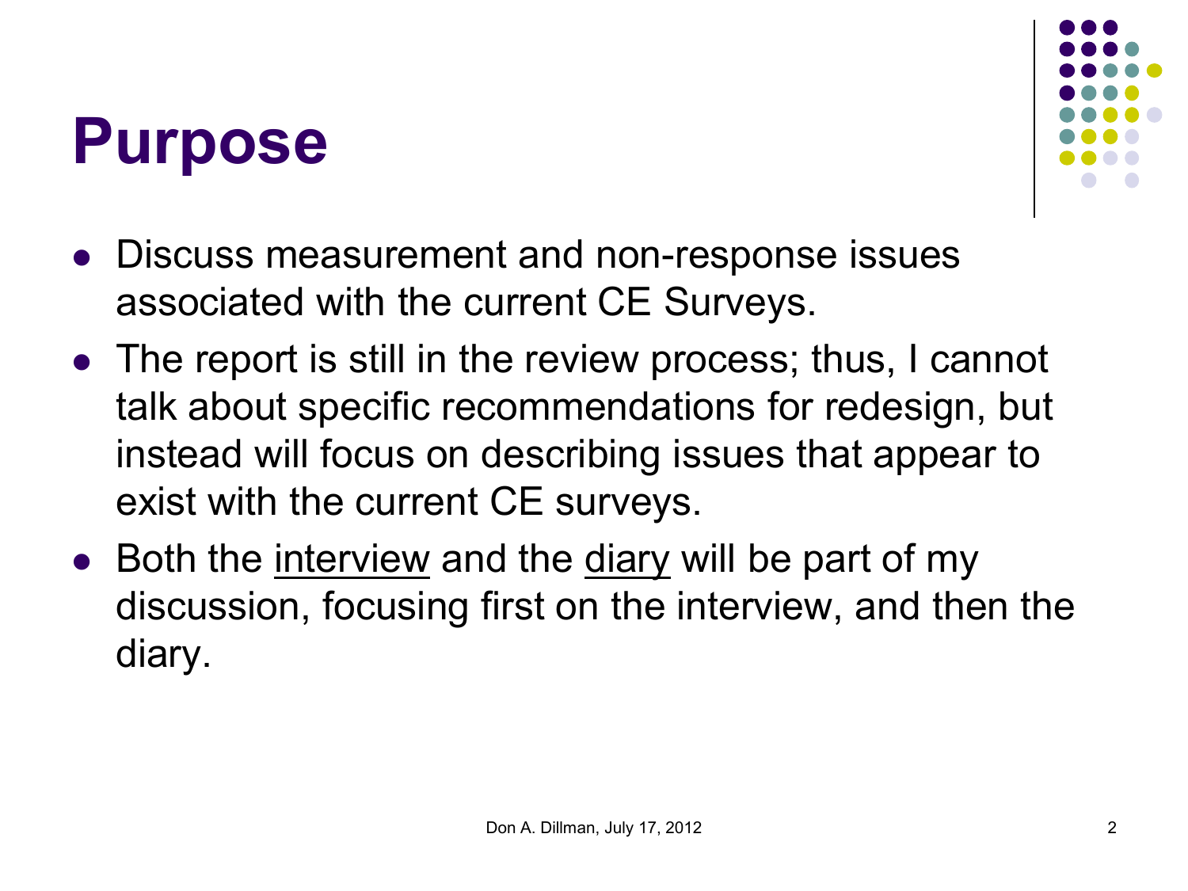# Purpose

- Discuss measurement and non-response issues associated with the current CE Surveys.
- The report is still in the review process; thus, I cannot talk about specific recommendations for redesign, but instead will focus on describing issues that appear to exist with the current CE surveys.
- Both the <u>interview</u> and the <u>diary</u> will be part of my discussion, focusing first on the interview, and then the diary.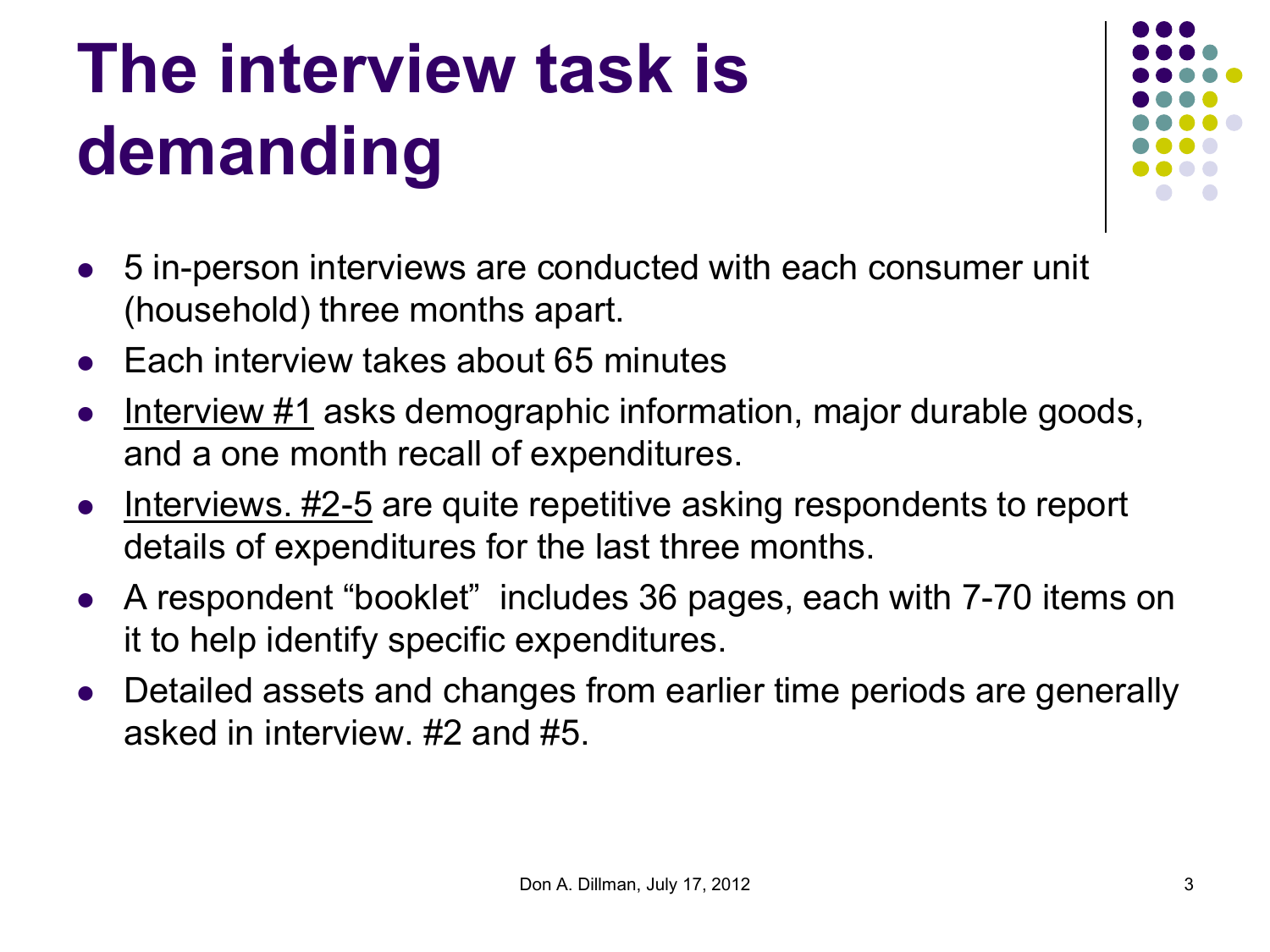# The interview task is demanding

- 5 in-person interviews are conducted with each consumer unit (household) three months apart.
- Each interview takes about 65 minutes
- Interview #1 asks demographic information, major durable goods, and a one month recall of expenditures.
- Interviews. #2-5 are quite repetitive asking respondents to report details of expenditures for the last three months.
- A respondent "booklet" includes 36 pages, each with 7-70 items on it to help identify specific expenditures.
- Detailed assets and changes from earlier time periods are generally asked in interview. #2 and #5.

Don A. Dillman, July 17, 2012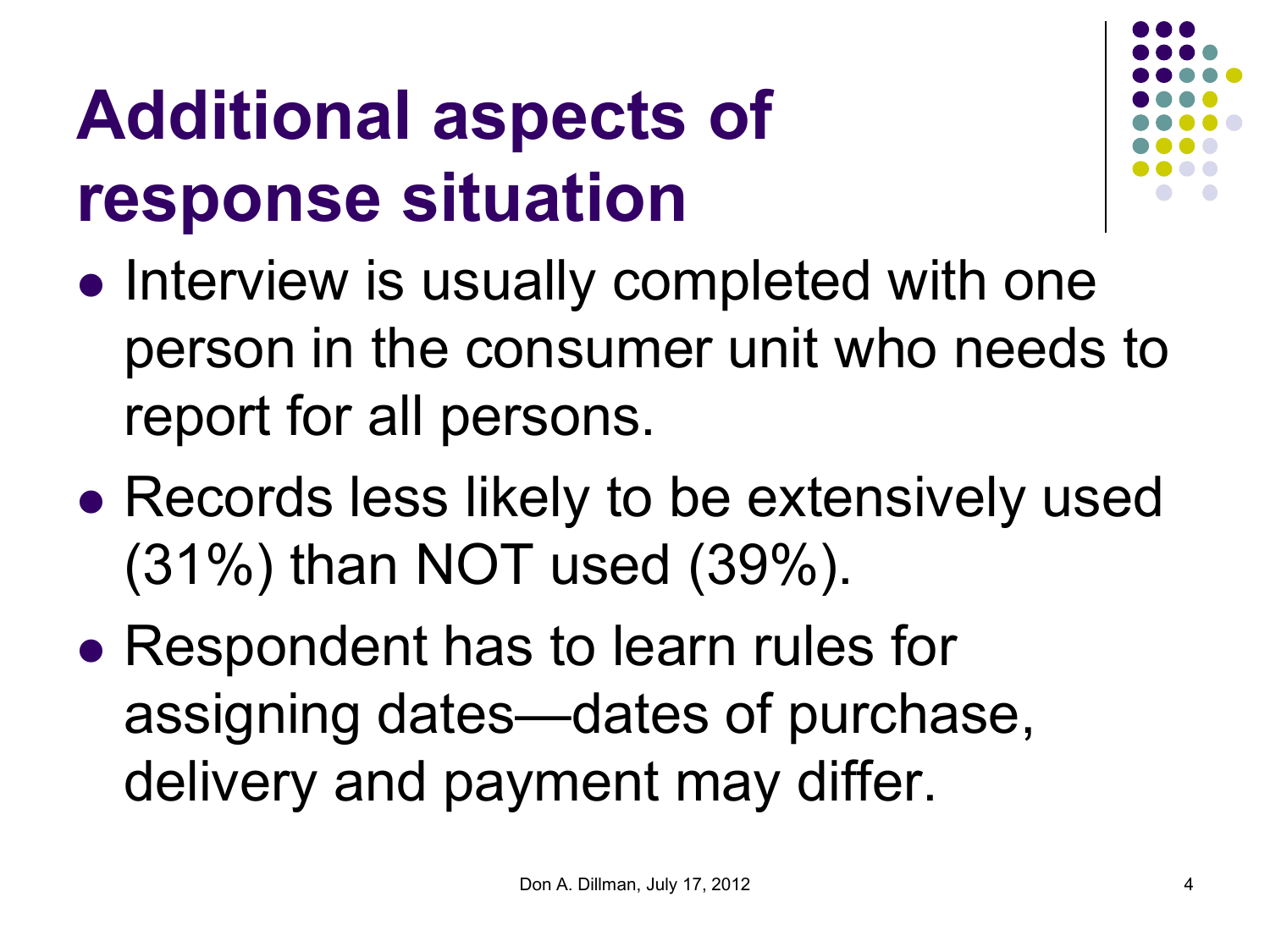# Additional aspects of response situation

- Interview is usually completed with one person in the consumer unit who needs to report for all persons.
- Records less likely to be extensively used (31%) than NOT used (39%).
- Respondent has to learn rules for assigning dates—dates of purchase, delivery and payment may differ.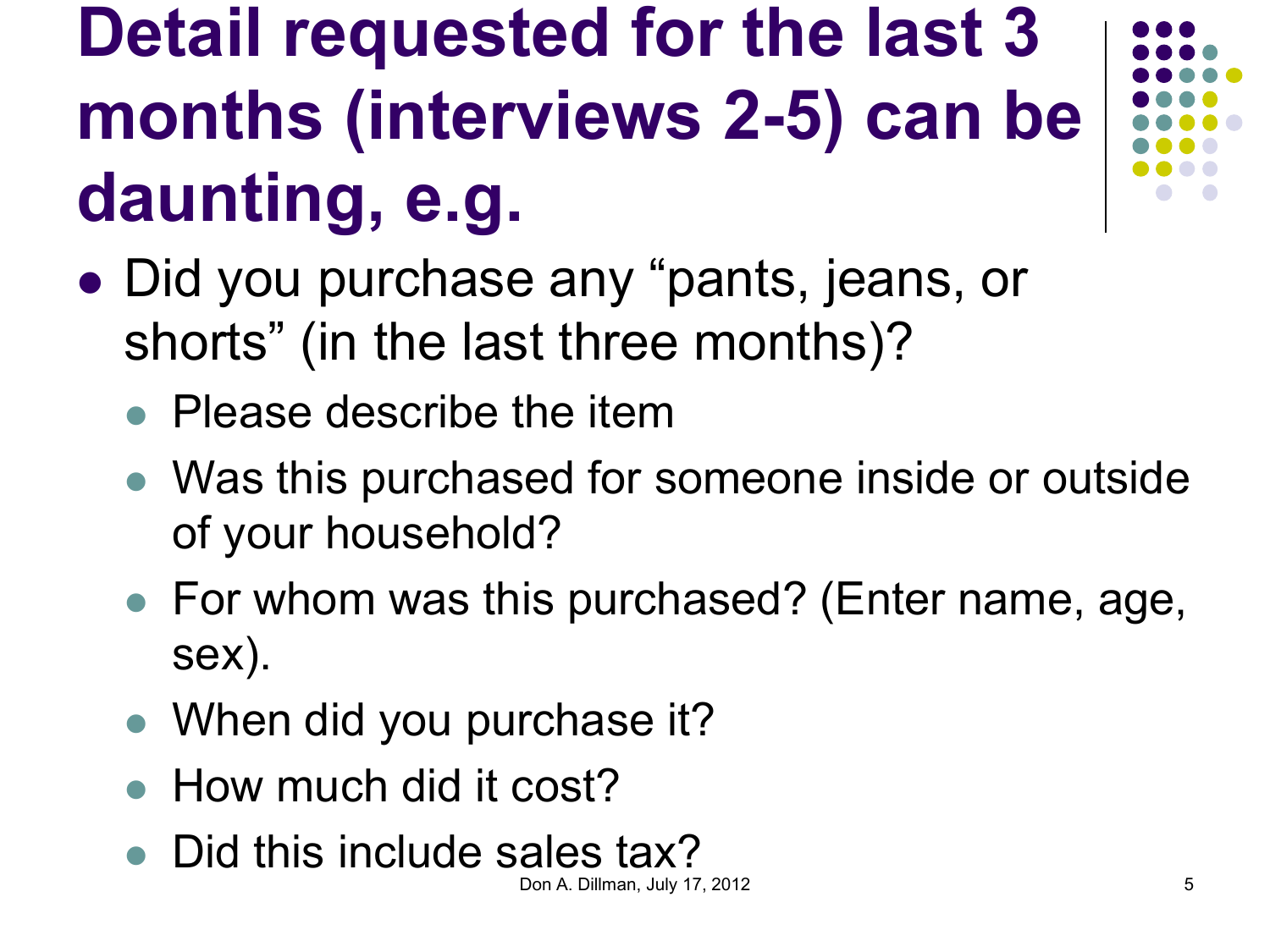# Detail requested for the last 3 months (interviews 2-5) can be daunting, e.g.

- Did you purchase any “pants, jeans, or shorts” (in the last three months)?
  - Please describe the item
  - Was this purchased for someone inside or outside of your household?
  - For whom was this purchased? (Enter name, age, sex).
  - When did you purchase it?
  - How much did it cost?
  - Did this include sales tax?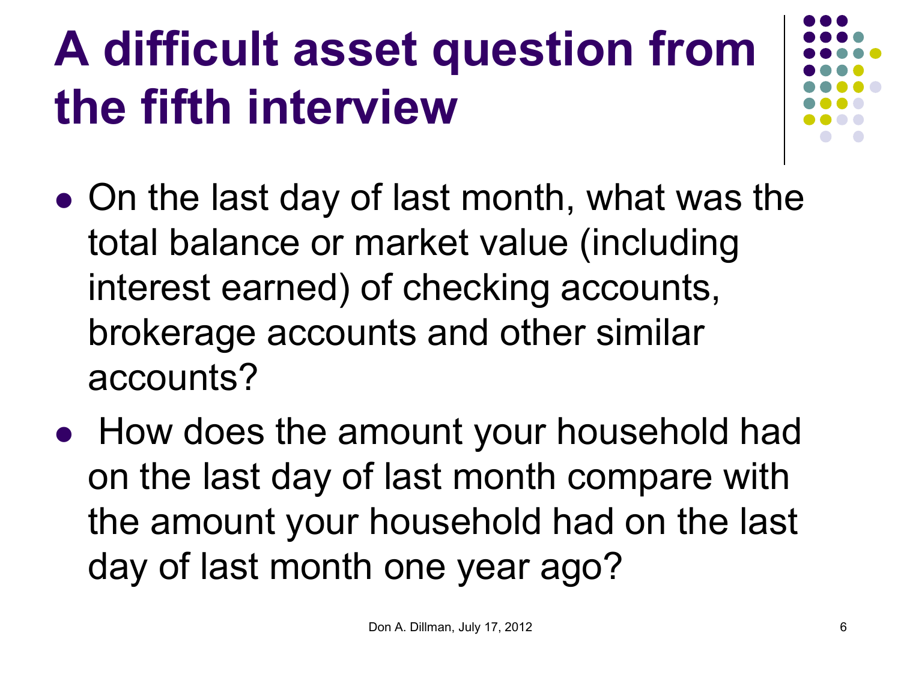# A difficult asset question from the fifth interview

- On the last day of last month, what was the total balance or market value (including interest earned) of checking accounts, brokerage accounts and other similar accounts?
- How does the amount your household had on the last day of last month compare with the amount your household had on the last day of last month one year ago?

Don A. Dillman, July 17, 2012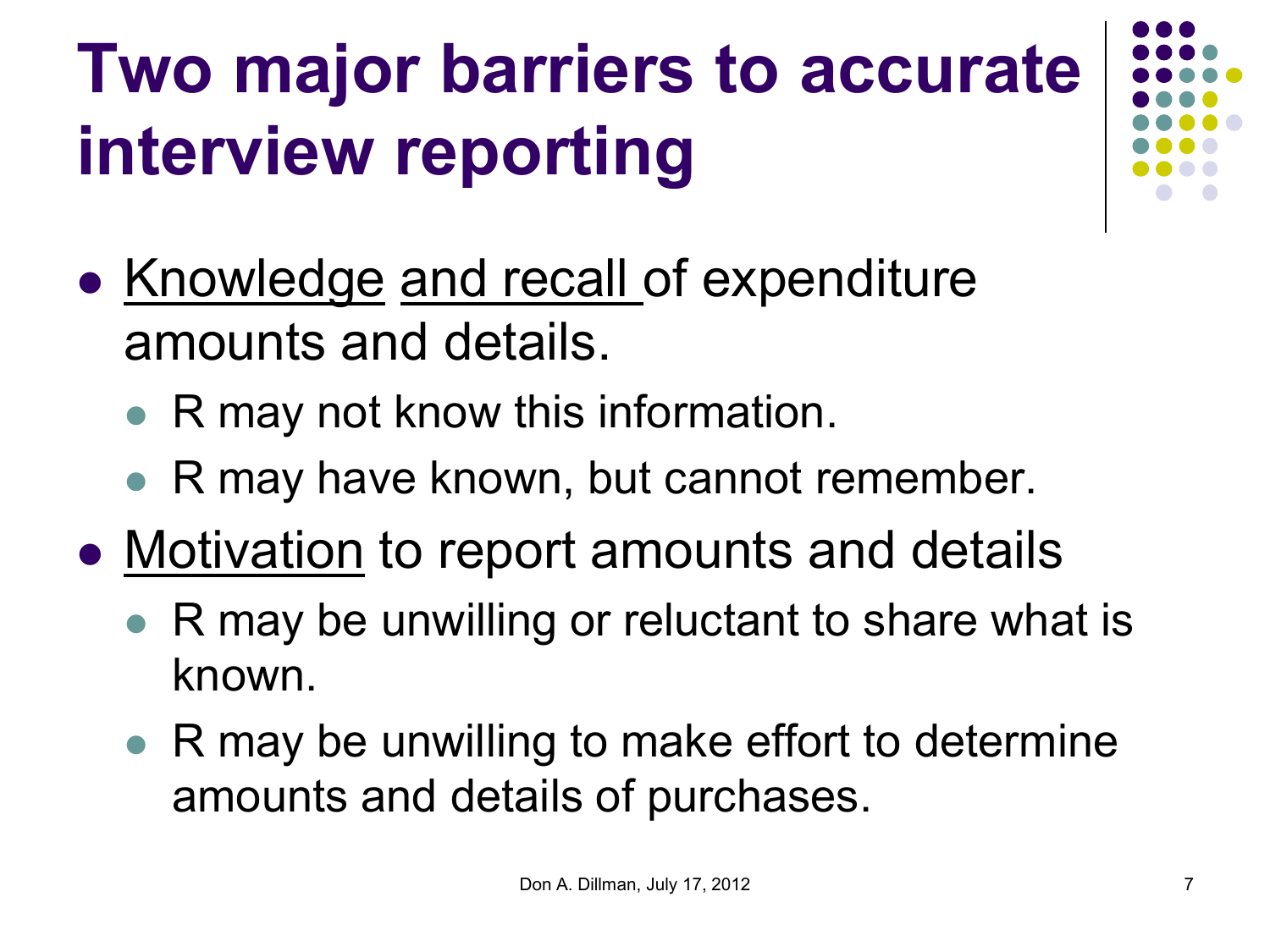# Two major barriers to accurate interview reporting

- Knowledge and recall of expenditure amounts and details.
  - R may not know this information.
  - R may have known, but cannot remember.
- Motivation to report amounts and details
  - R may be unwilling or reluctant to share what is known.
  - R may be unwilling to make effort to determine amounts and details of purchases.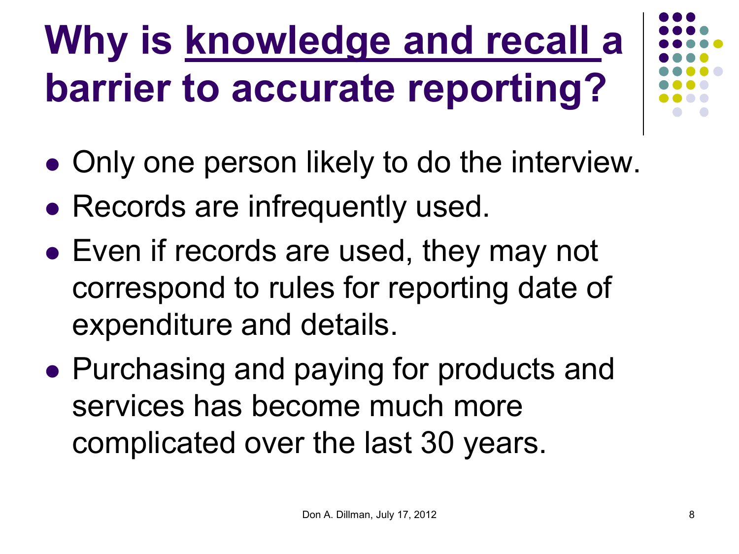# Why is knowledge and recall a barrier to accurate reporting?

- Only one person likely to do the interview.
- Records are infrequently used.
- Even if records are used, they may not correspond to rules for reporting date of expenditure and details.
- Purchasing and paying for products and services has become much more complicated over the last 30 years.

Don A. Dillman, July 17, 2012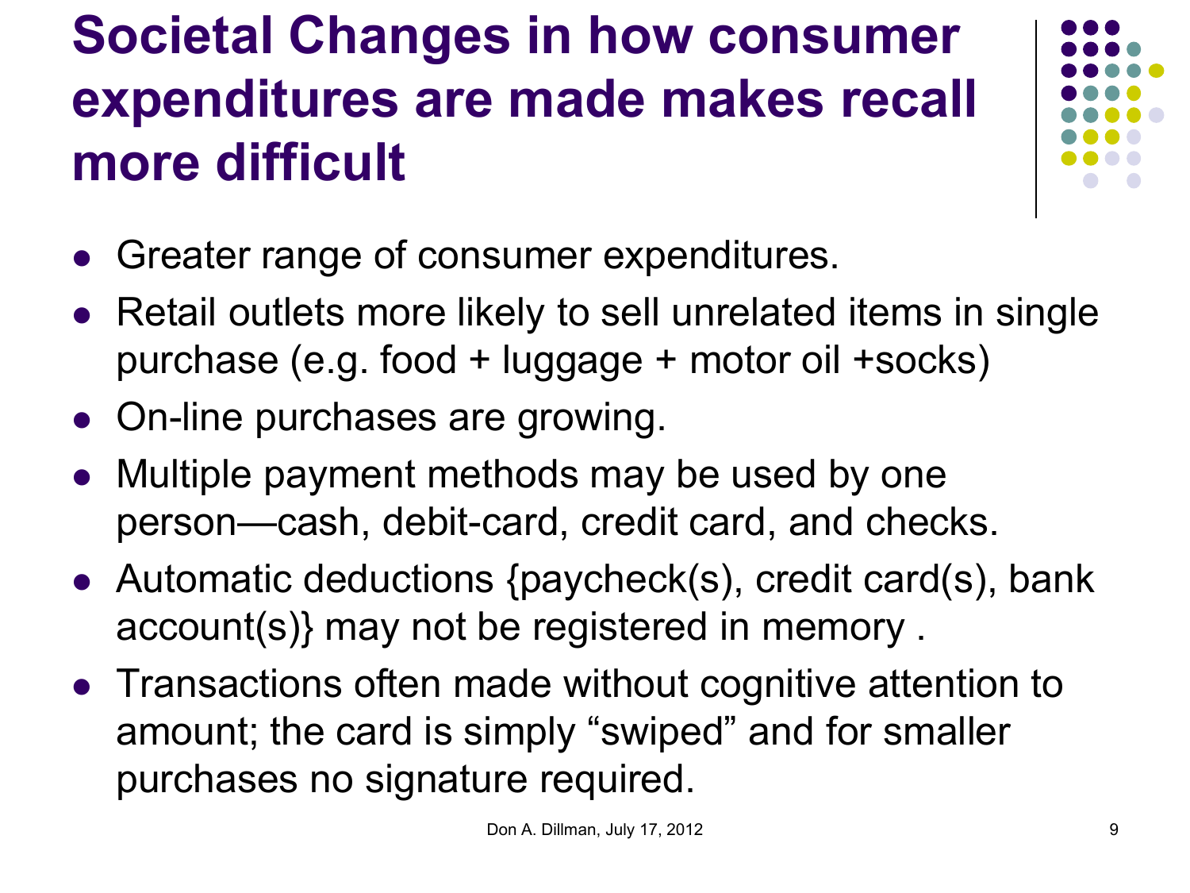# Societal Changes in how consumer expenditures are made makes recall more difficult

- Greater range of consumer expenditures.
- Retail outlets more likely to sell unrelated items in single purchase (e.g. food + luggage + motor oil +socks)
- On-line purchases are growing.
- Multiple payment methods may be used by one person—cash, debit-card, credit card, and checks.
- Automatic deductions {paycheck(s), credit card(s), bank account(s)} may not be registered in memory .
- Transactions often made without cognitive attention to amount; the card is simply "swiped" and for smaller purchases no signature required.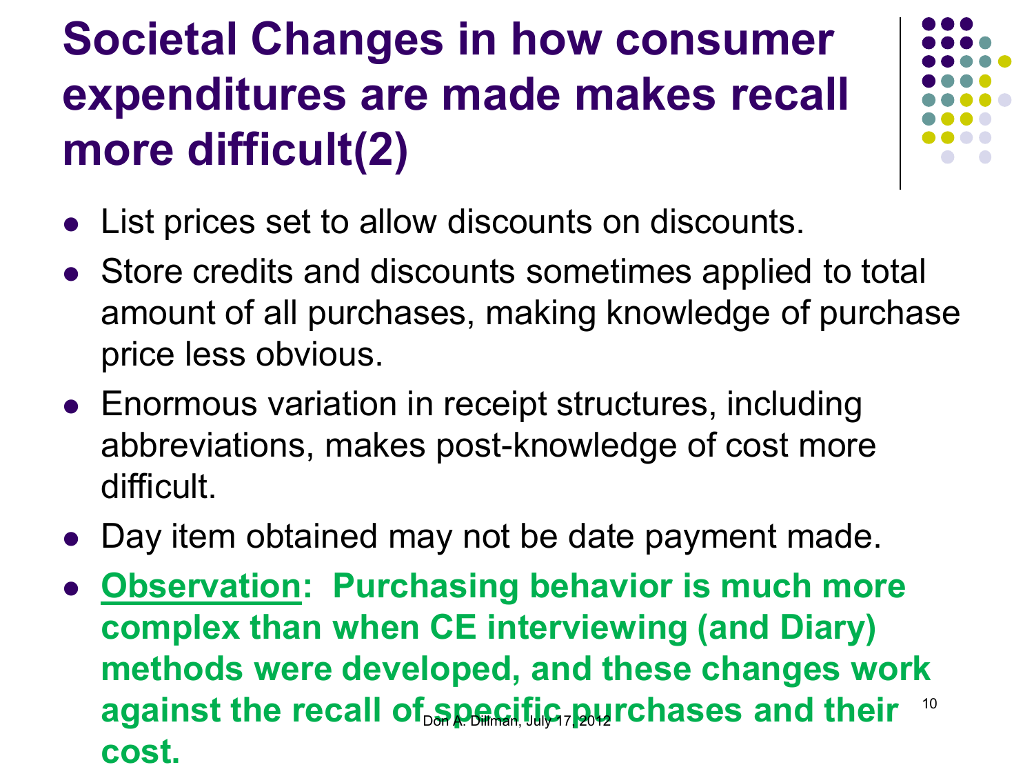# Societal Changes in how consumer expenditures are made makes recall more difficult(2)

- List prices set to allow discounts on discounts.
- Store credits and discounts sometimes applied to total amount of all purchases, making knowledge of purchase price less obvious.
- Enormous variation in receipt structures, including abbreviations, makes post-knowledge of cost more difficult.
- Day item obtained may not be date payment made.
- **Observation: Purchasing behavior is much more complex than when CE interviewing (and Diary) methods were developed, and these changes work against the recall of specific purchases and their cost.**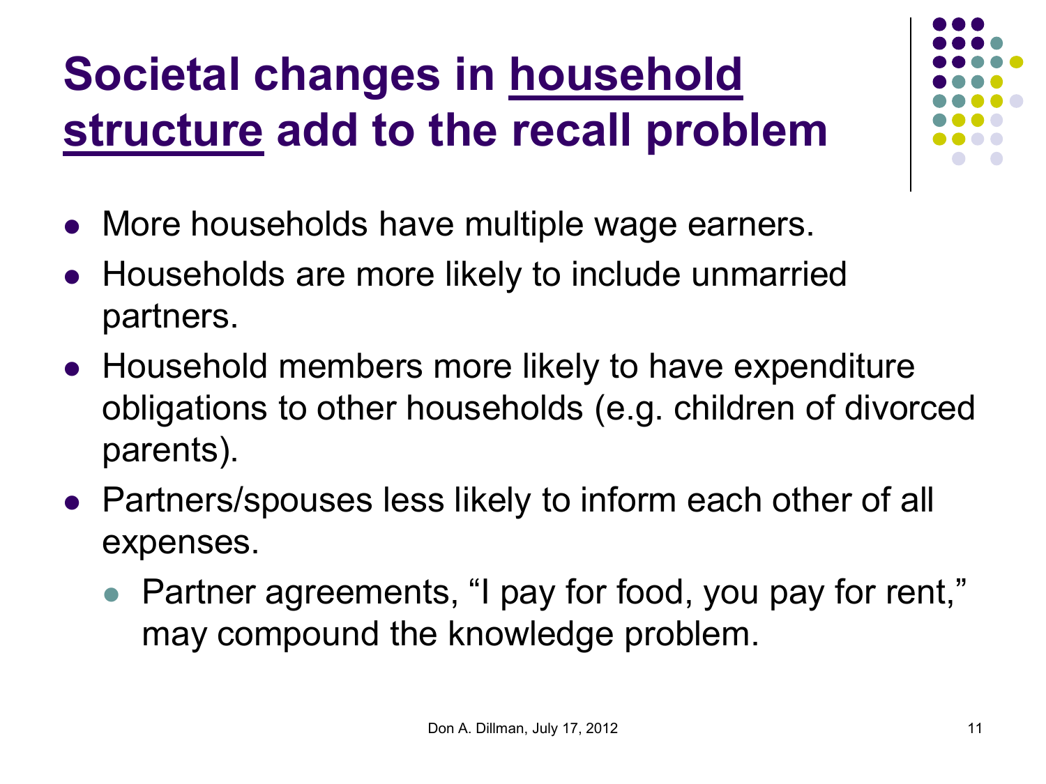# Societal changes in household structure add to the recall problem

- More households have multiple wage earners.
- Households are more likely to include unmarried partners.
- Household members more likely to have expenditure obligations to other households (e.g. children of divorced parents).
- Partners/spouses less likely to inform each other of all expenses.
  - Partner agreements, "I pay for food, you pay for rent," may compound the knowledge problem.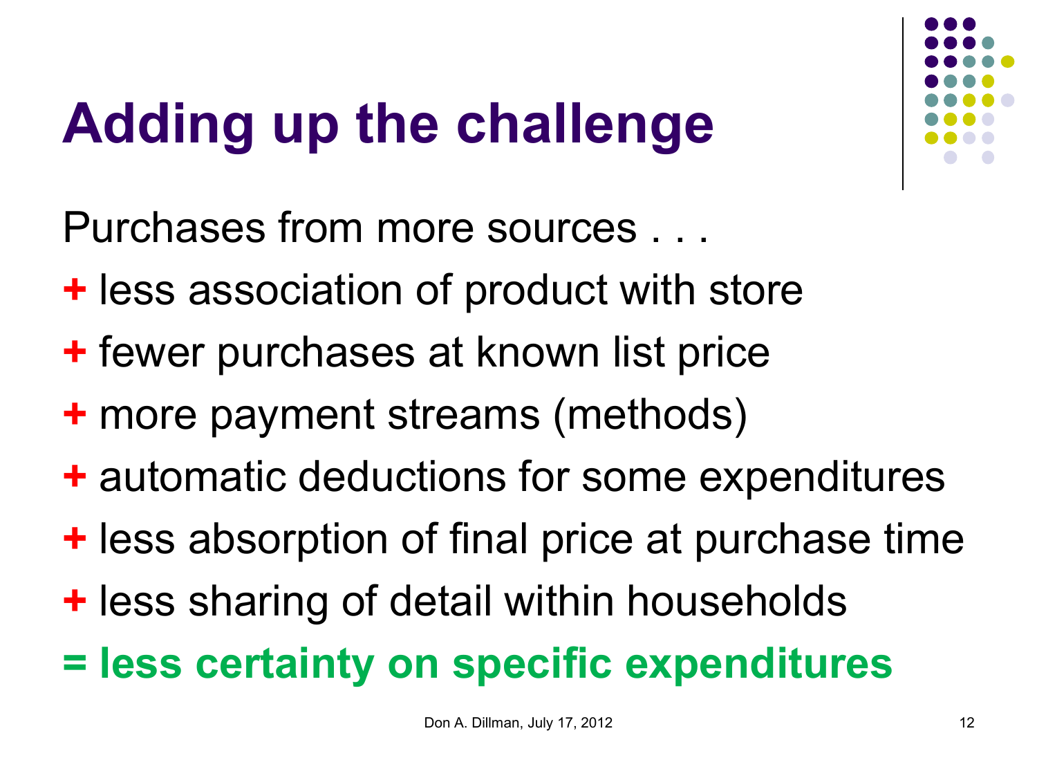# Adding up the challenge

Purchases from more sources . . .

+ less association of product with store
+ fewer purchases at known list price
+ more payment streams (methods)
+ automatic deductions for some expenditures
+ less absorption of final price at purchase time
+ less sharing of detail within households

**= less certainty on specific expenditures**

Don A. Dillman, July 17, 2012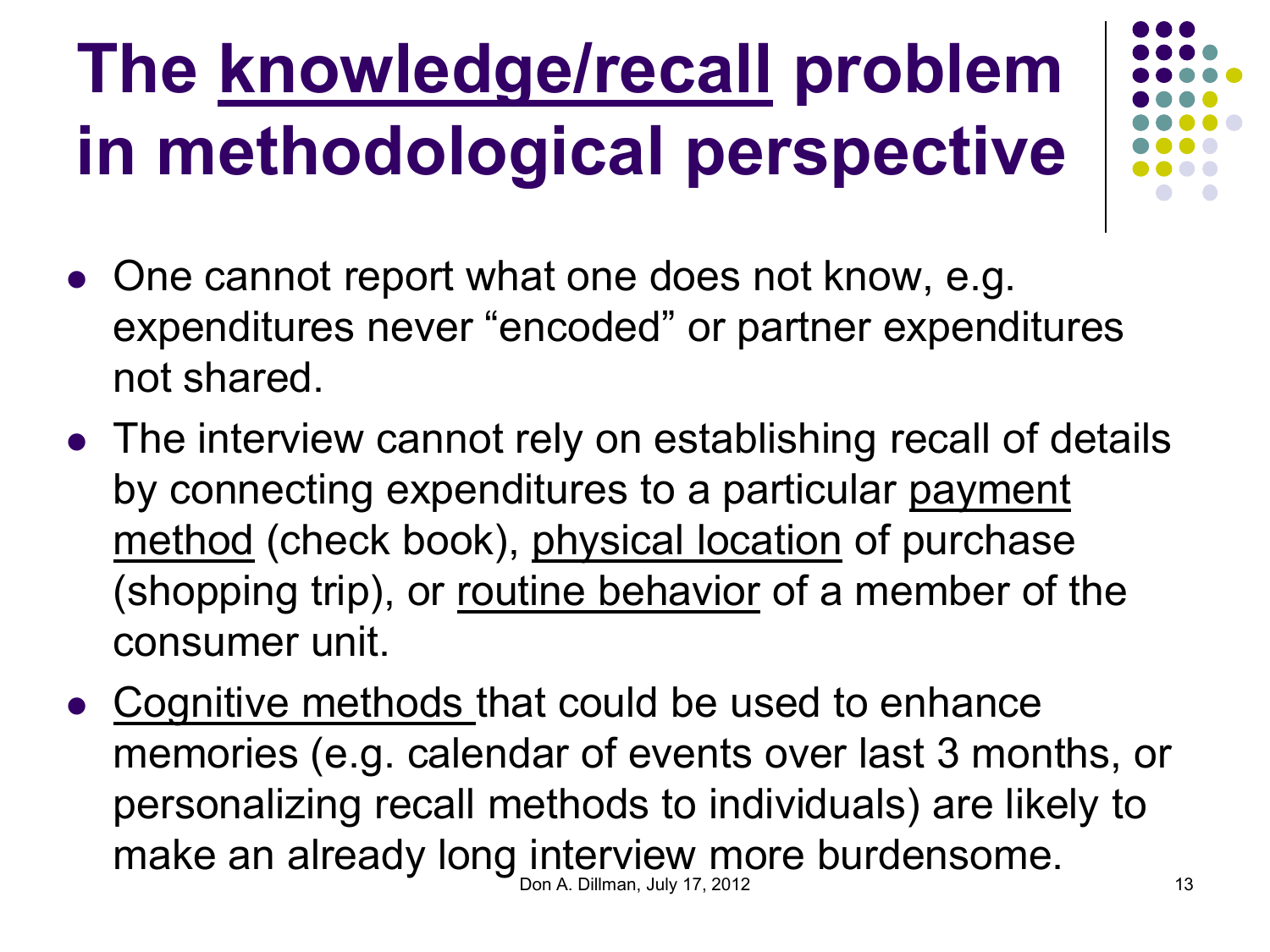# The knowledge/recall problem in methodological perspective

- One cannot report what one does not know, e.g. expenditures never "encoded" or partner expenditures not shared.
- The interview cannot rely on establishing recall of details by connecting expenditures to a particular payment method (check book), physical location of purchase (shopping trip), or routine behavior of a member of the consumer unit.
- Cognitive methods that could be used to enhance memories (e.g. calendar of events over last 3 months, or personalizing recall methods to individuals) are likely to make an already long interview more burdensome.

Don A. Dillman, July 17, 2012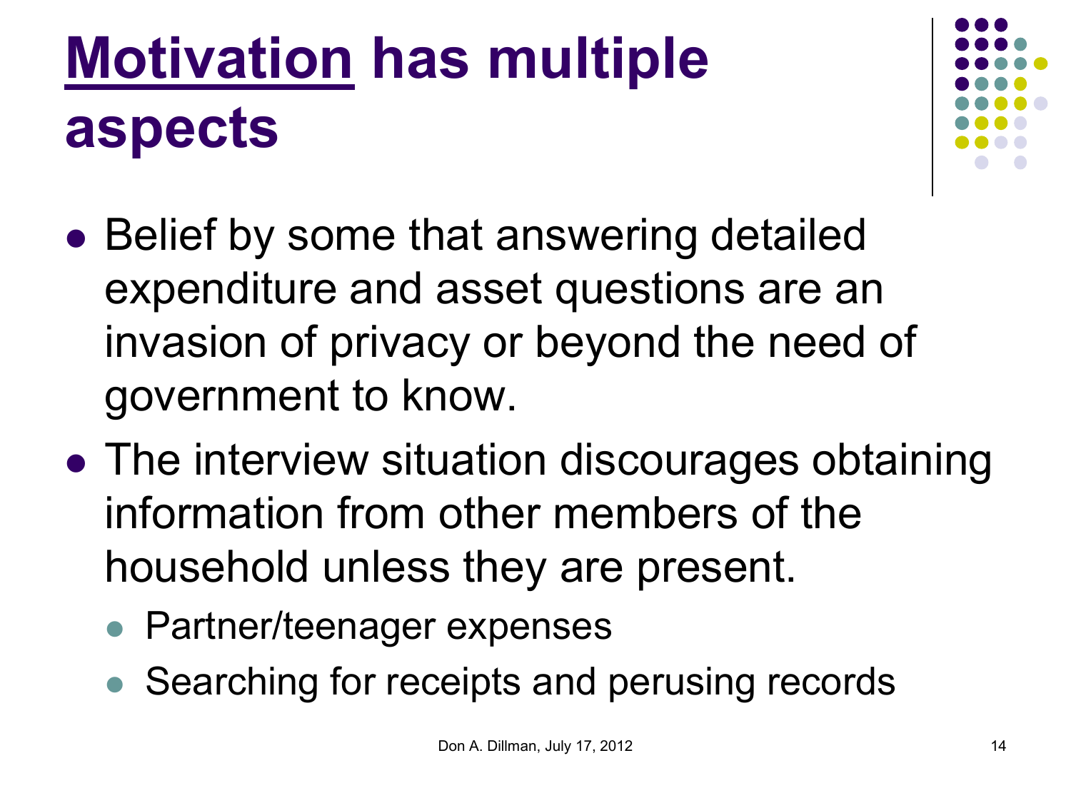# Motivation has multiple aspects

- Belief by some that answering detailed expenditure and asset questions are an invasion of privacy or beyond the need of government to know.
- The interview situation discourages obtaining information from other members of the household unless they are present.
  - Partner/teenager expenses
  - Searching for receipts and perusing records

Don A. Dillman, July 17, 2012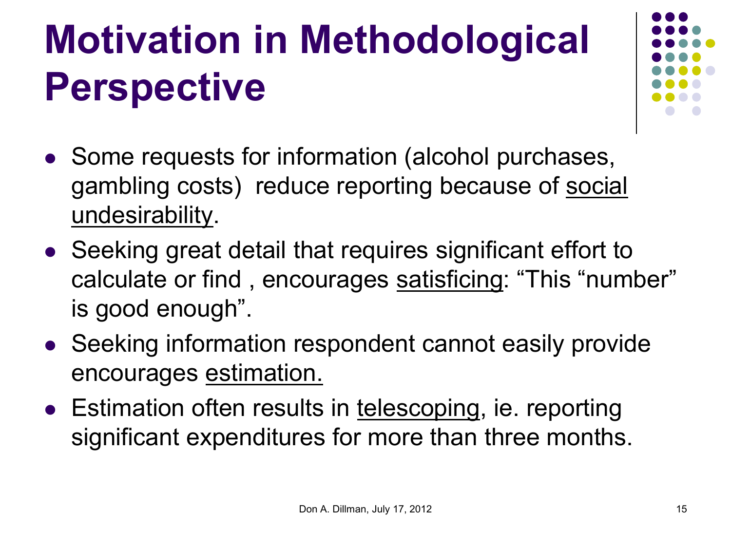# Motivation in Methodological Perspective

- Some requests for information (alcohol purchases, gambling costs) reduce reporting because of <u>social undesirability</u>.
- Seeking great detail that requires significant effort to calculate or find , encourages <u>satisficing</u>: “This “number” is good enough”.
- Seeking information respondent cannot easily provide encourages <u>estimation.</u>
- Estimation often results in <u>telescoping</u>, ie. reporting significant expenditures for more than three months.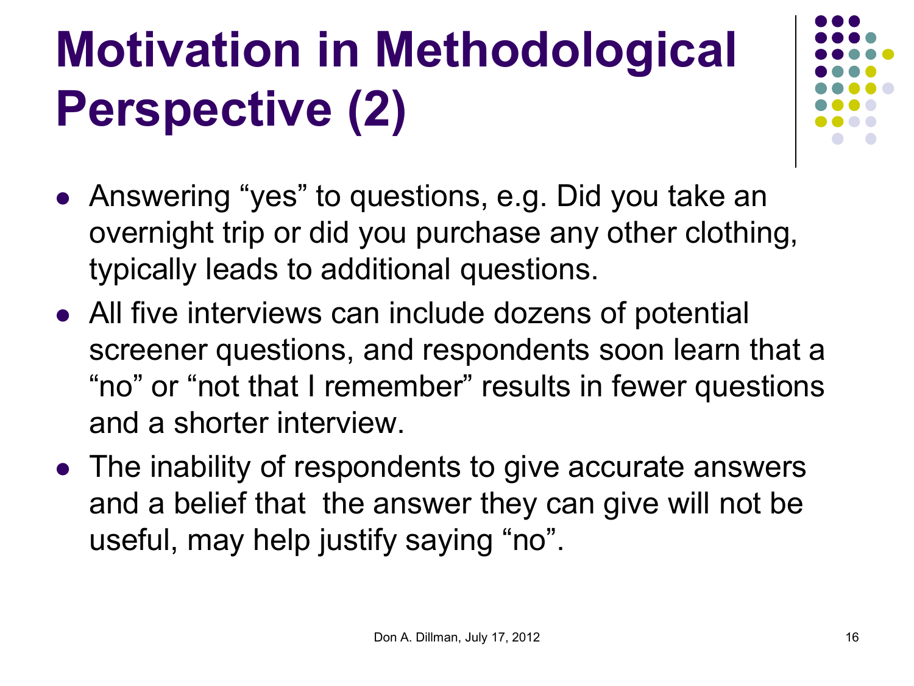# Motivation in Methodological Perspective (2)

- Answering "yes" to questions, e.g. Did you take an overnight trip or did you purchase any other clothing, typically leads to additional questions.
- All five interviews can include dozens of potential screener questions, and respondents soon learn that a "no" or "not that I remember" results in fewer questions and a shorter interview.
- The inability of respondents to give accurate answers and a belief that the answer they can give will not be useful, may help justify saying "no".

Don A. Dillman, July 17, 2012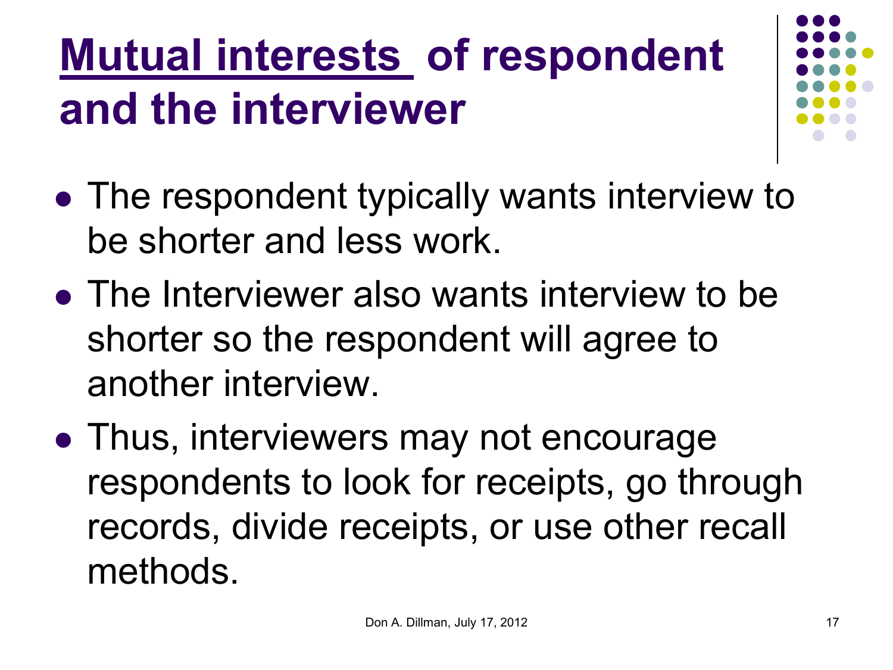# Mutual interests of respondent and the interviewer

- The respondent typically wants interview to be shorter and less work.
- The Interviewer also wants interview to be shorter so the respondent will agree to another interview.
- Thus, interviewers may not encourage respondents to look for receipts, go through records, divide receipts, or use other recall methods.

Don A. Dillman, July 17, 2012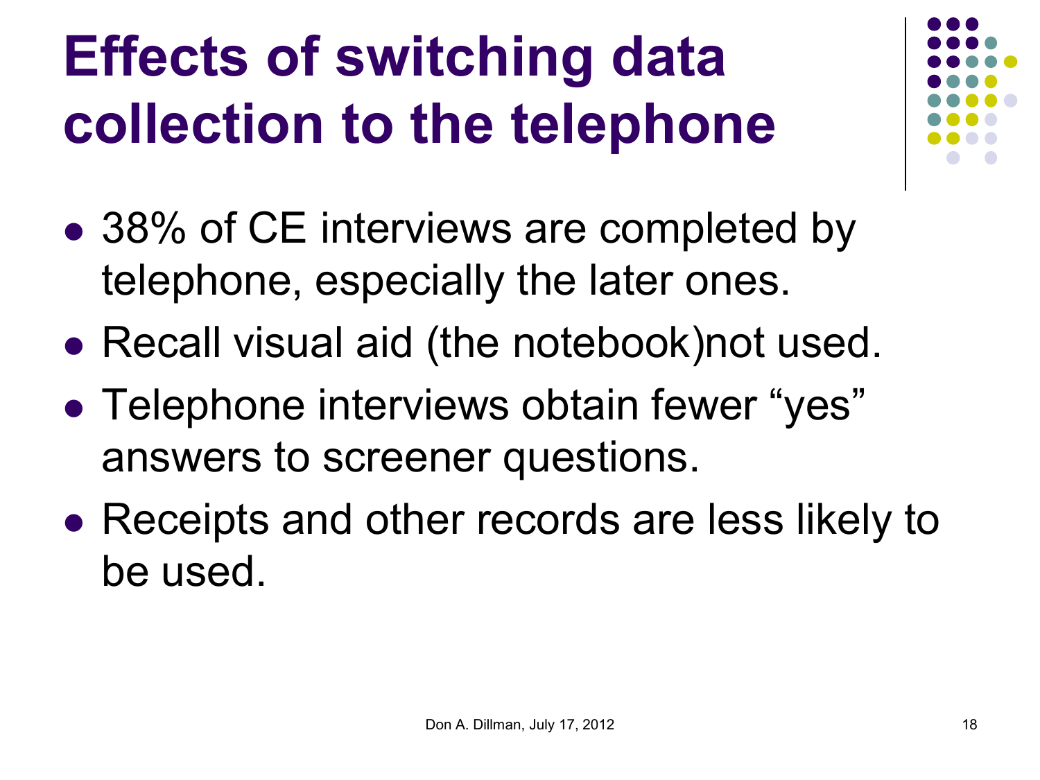# Effects of switching data collection to the telephone

- 38% of CE interviews are completed by telephone, especially the later ones.
- Recall visual aid (the notebook)not used.
- Telephone interviews obtain fewer "yes" answers to screener questions.
- Receipts and other records are less likely to be used.

Don A. Dillman, July 17, 2012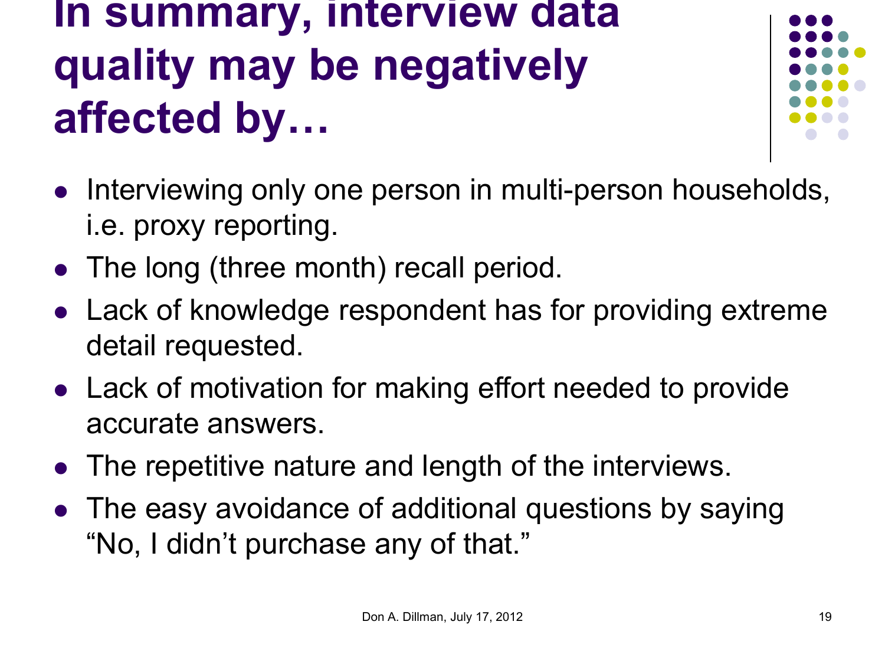# In summary, interview data quality may be negatively affected by…

- Interviewing only one person in multi-person households, i.e. proxy reporting.
- The long (three month) recall period.
- Lack of knowledge respondent has for providing extreme detail requested.
- Lack of motivation for making effort needed to provide accurate answers.
- The repetitive nature and length of the interviews.
- The easy avoidance of additional questions by saying "No, I didn't purchase any of that."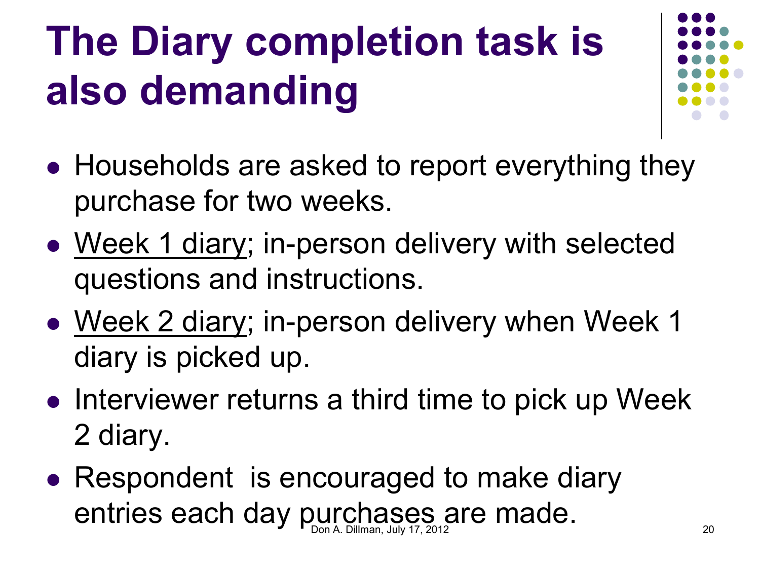# The Diary completion task is also demanding

- Households are asked to report everything they purchase for two weeks.
- <u>Week 1 diary</u>; in-person delivery with selected questions and instructions.
- <u>Week 2 diary</u>; in-person delivery when Week 1 diary is picked up.
- Interviewer returns a third time to pick up Week 2 diary.
- Respondent is encouraged to make diary entries each day purchases are made.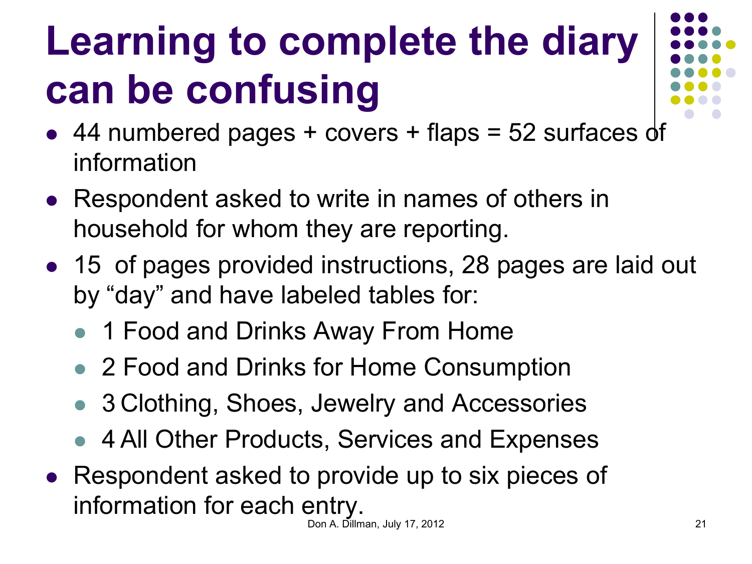# Learning to complete the diary can be confusing

- 44 numbered pages + covers + flaps = 52 surfaces of information
- Respondent asked to write in names of others in household for whom they are reporting.
- 15 of pages provided instructions, 28 pages are laid out by “day” and have labeled tables for:
  - 1 Food and Drinks Away From Home
  - 2 Food and Drinks for Home Consumption
  - 3 Clothing, Shoes, Jewelry and Accessories
  - 4 All Other Products, Services and Expenses
- Respondent asked to provide up to six pieces of information for each entry.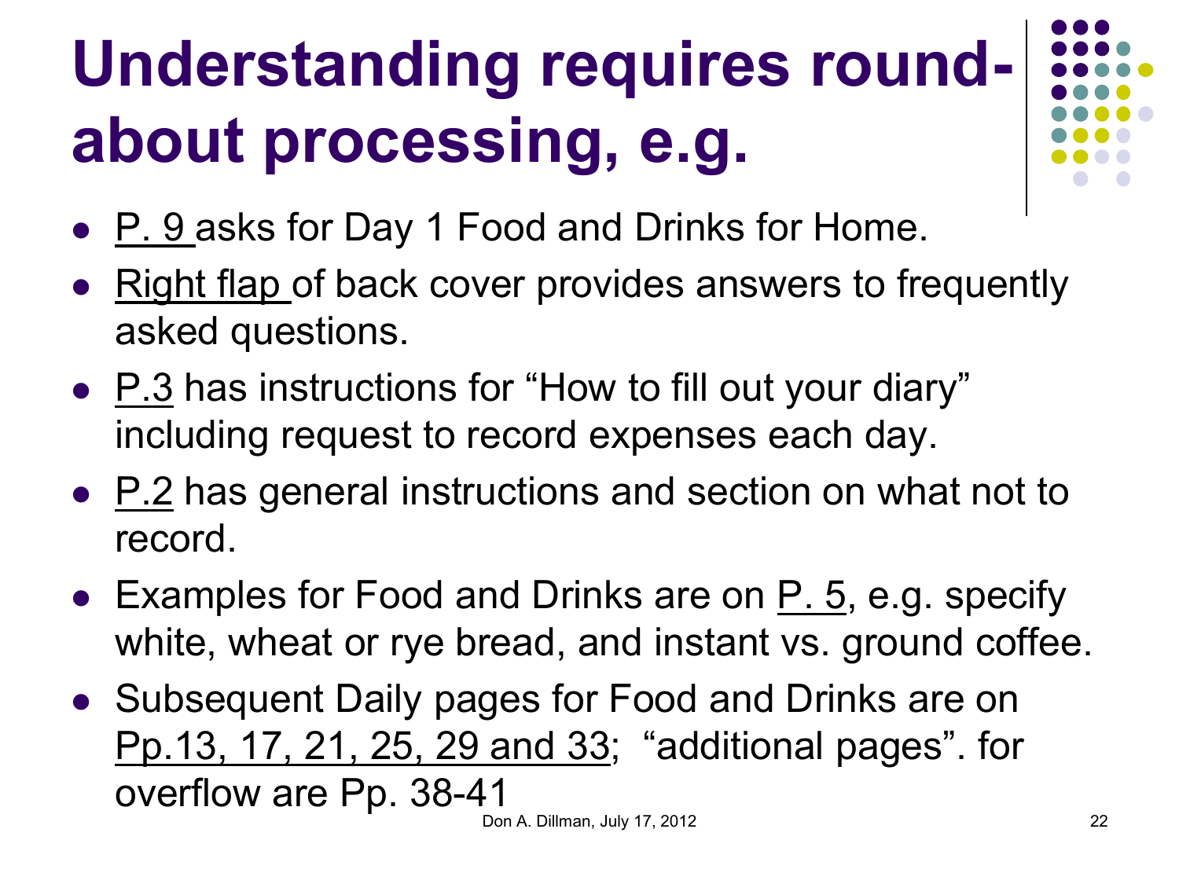# Understanding requires round-about processing, e.g.

- P. 9 asks for Day 1 Food and Drinks for Home.
- Right flap of back cover provides answers to frequently asked questions.
- P.3 has instructions for "How to fill out your diary" including request to record expenses each day.
- P.2 has general instructions and section on what not to record.
- Examples for Food and Drinks are on P. 5, e.g. specify white, wheat or rye bread, and instant vs. ground coffee.
- Subsequent Daily pages for Food and Drinks are on Pp.13, 17, 21, 25, 29 and 33; "additional pages". for overflow are Pp. 38-41

Don A. Dillman, July 17, 2012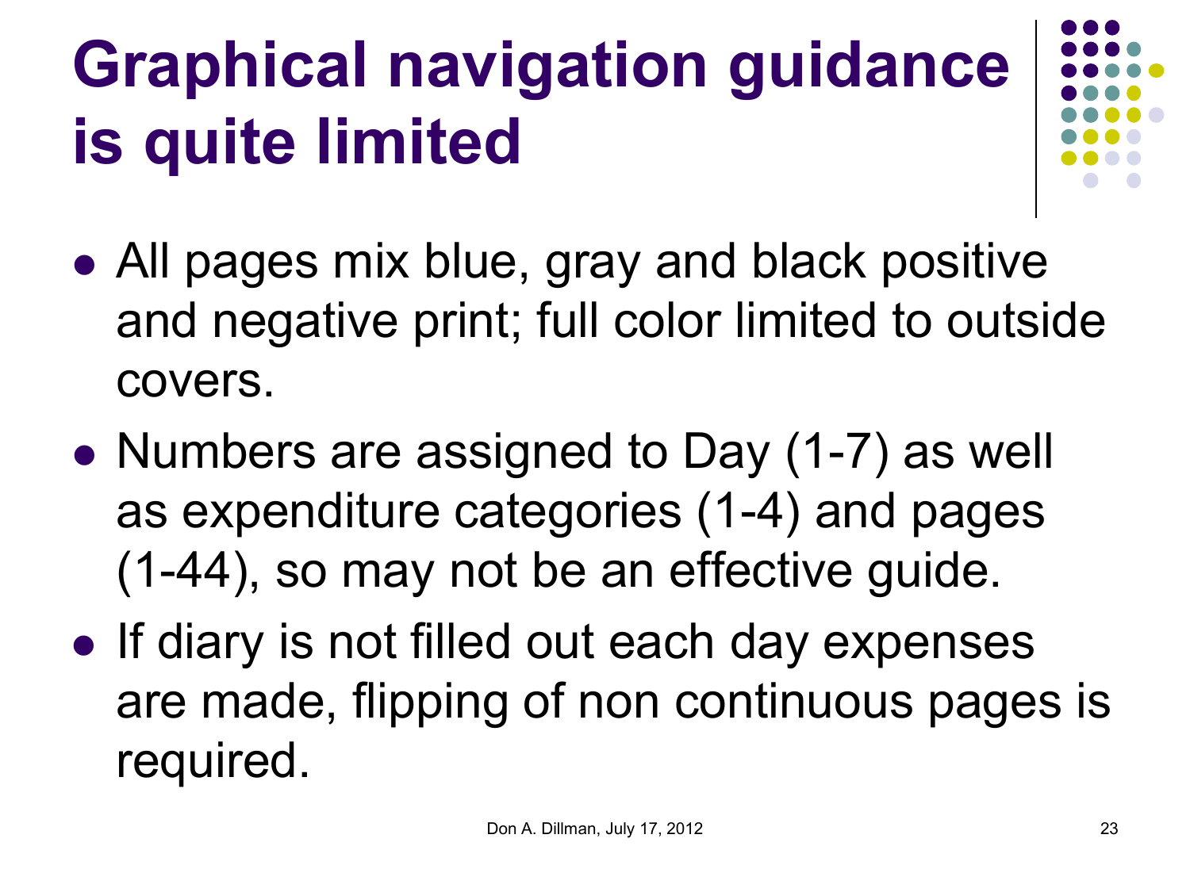# Graphical navigation guidance is quite limited

- All pages mix blue, gray and black positive and negative print; full color limited to outside covers.
- Numbers are assigned to Day (1-7) as well as expenditure categories (1-4) and pages (1-44), so may not be an effective guide.
- If diary is not filled out each day expenses are made, flipping of non continuous pages is required.

Don A. Dillman, July 17, 2012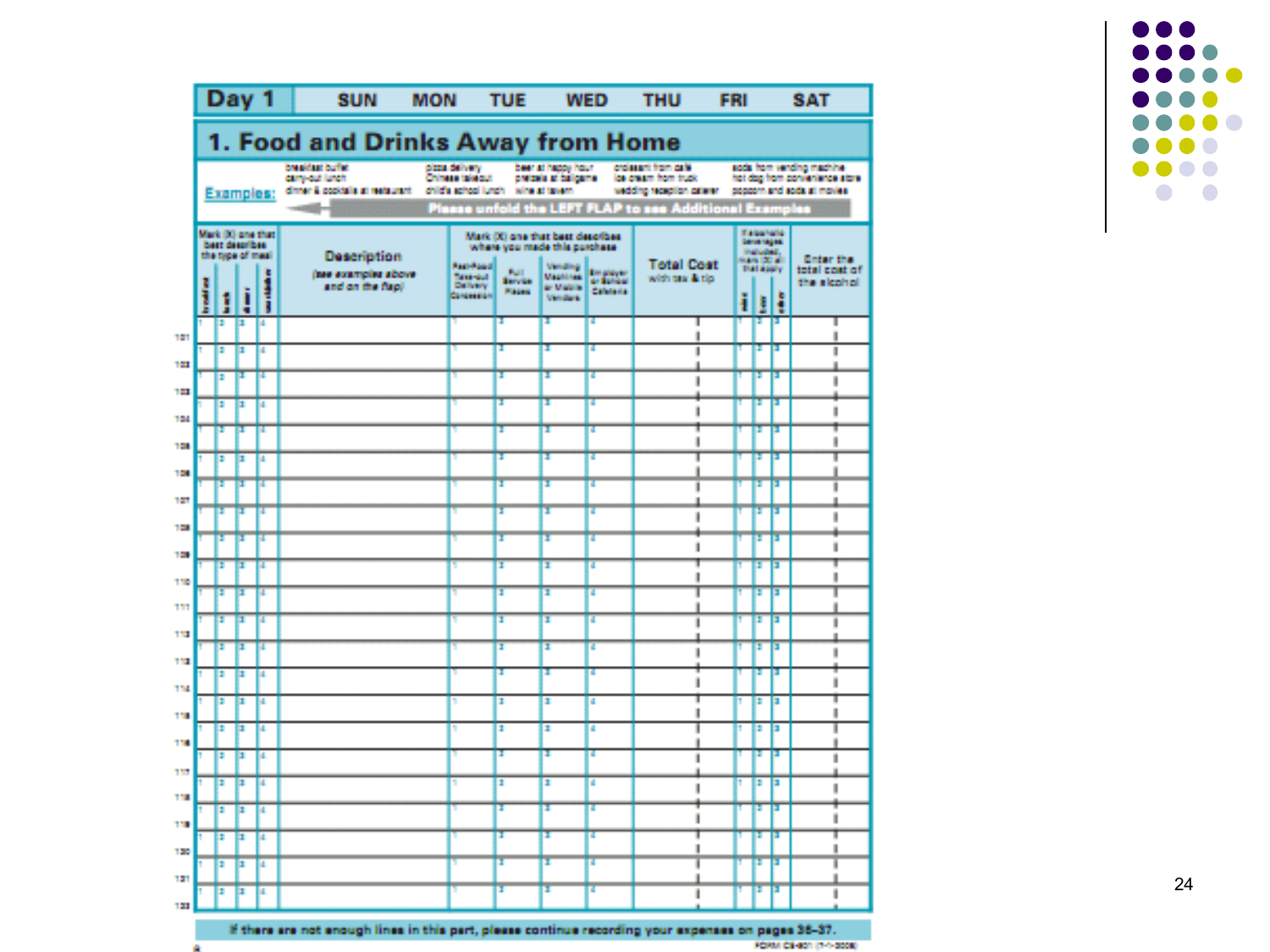| Day 1 | SUN | MON | TUE | WED | THU | FRI | SAT |
|---|---|---|---|---|---|---|---|

## 1. Food and Drinks Away from Home

**Examples:**

- breakfast buffet
- carry-out lunch
- dinner & cocktails at restaurant
- pizza delivery
- Chinese takeout
- child's school lunch
- beer at happy hour
- pretzels at ballgame
- wine at tavern
- croissant from café
- ice cream from truck
- wedding reception caterer
- soda from vending machine
- hot dog from convenience store
- popcorn and soda at movies

**Please unfold the LEFT FLAP to see Additional Examples**

| | Mark (X) one that best describes the type of meal | | | | Description (see examples above and on the flap) | Mark (X) one that best describes where you made this purchase | | | | Total Cost with tax & tip | If alcoholic beverages included, mark (X) all that apply | | | Enter the total cost of the alcohol |
|---|---|---|---|---|---|---|---|---|---|---|---|---|---|---|
| | breakfast | lunch | dinner | snack/other | | Fast-Food Take-out Delivery Concession | Full Service Places | Vending Machines or Mobile Vendors | Employer or School Cafeteria | | wine | beer | other | |
| 101 | 1 | 2 | 3 | 4 | | 1 | 2 | 3 | 4 | | 1 | 2 | 3 | |
| 102 | 1 | 2 | 3 | 4 | | 1 | 2 | 3 | 4 | | 1 | 2 | 3 | |
| 103 | 1 | 2 | 3 | 4 | | 1 | 2 | 3 | 4 | | 1 | 2 | 3 | |
| 104 | 1 | 2 | 3 | 4 | | 1 | 2 | 3 | 4 | | 1 | 2 | 3 | |
| 105 | 1 | 2 | 3 | 4 | | 1 | 2 | 3 | 4 | | 1 | 2 | 3 | |
| 106 | 1 | 2 | 3 | 4 | | 1 | 2 | 3 | 4 | | 1 | 2 | 3 | |
| 107 | 1 | 2 | 3 | 4 | | 1 | 2 | 3 | 4 | | 1 | 2 | 3 | |
| 108 | 1 | 2 | 3 | 4 | | 1 | 2 | 3 | 4 | | 1 | 2 | 3 | |
| 109 | 1 | 2 | 3 | 4 | | 1 | 2 | 3 | 4 | | 1 | 2 | 3 | |
| 110 | 1 | 2 | 3 | 4 | | 1 | 2 | 3 | 4 | | 1 | 2 | 3 | |
| 111 | 1 | 2 | 3 | 4 | | 1 | 2 | 3 | 4 | | 1 | 2 | 3 | |
| 112 | 1 | 2 | 3 | 4 | | 1 | 2 | 3 | 4 | | 1 | 2 | 3 | |
| 113 | 1 | 2 | 3 | 4 | | 1 | 2 | 3 | 4 | | 1 | 2 | 3 | |
| 114 | 1 | 2 | 3 | 4 | | 1 | 2 | 3 | 4 | | 1 | 2 | 3 | |
| 115 | 1 | 2 | 3 | 4 | | 1 | 2 | 3 | 4 | | 1 | 2 | 3 | |
| 116 | 1 | 2 | 3 | 4 | | 1 | 2 | 3 | 4 | | 1 | 2 | 3 | |
| 117 | 1 | 2 | 3 | 4 | | 1 | 2 | 3 | 4 | | 1 | 2 | 3 | |
| 118 | 1 | 2 | 3 | 4 | | 1 | 2 | 3 | 4 | | 1 | 2 | 3 | |
| 119 | 1 | 2 | 3 | 4 | | 1 | 2 | 3 | 4 | | 1 | 2 | 3 | |
| 120 | 1 | 2 | 3 | 4 | | 1 | 2 | 3 | 4 | | 1 | 2 | 3 | |
| 121 | 1 | 2 | 3 | 4 | | 1 | 2 | 3 | 4 | | 1 | 2 | 3 | |
| 122 | 1 | 2 | 3 | 4 | | 1 | 2 | 3 | 4 | | 1 | 2 | 3 | |

If there are not enough lines in this part, please continue recording your expenses on pages 36–37.

FORM CE-801 (7-1-2006)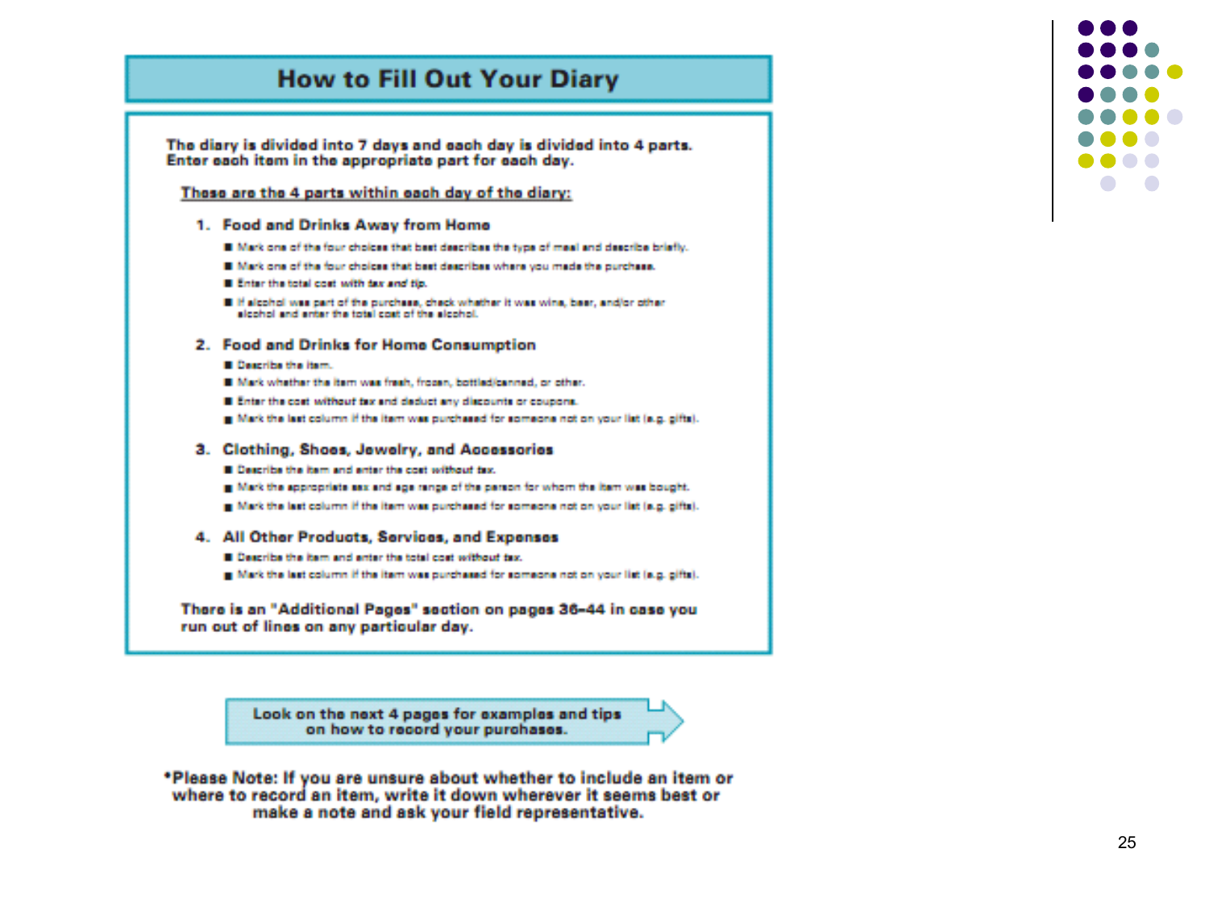# How to Fill Out Your Diary

**The diary is divided into 7 days and each day is divided into 4 parts. Enter each item in the appropriate part for each day.**

**<u>These are the 4 parts within each day of the diary:</u>**

1. **Food and Drinks Away from Home**
   - Mark one of the four choices that best describes the type of meal and describe briefly.
   - Mark one of the four choices that best describes where you made the purchase.
   - Enter the total cost *with tax and tip.*
   - If alcohol was part of the purchase, check whether it was wine, beer, and/or other alcohol and enter the total cost of the alcohol.

2. **Food and Drinks for Home Consumption**
   - Describe the item.
   - Mark whether the item was fresh, frozen, bottled/canned, or other.
   - Enter the cost *without* tax and deduct any discounts or coupons.
   - Mark the last column if the item was purchased for someone not on your list (e.g. gifts).

3. **Clothing, Shoes, Jewelry, and Accessories**
   - Describe the item and enter the cost *without tax.*
   - Mark the appropriate sex and age range of the person for whom the item was bought.
   - Mark the last column if the item was purchased for someone not on your list (e.g. gifts).

4. **All Other Products, Services, and Expenses**
   - Describe the item and enter the total cost *without tax.*
   - Mark the last column if the item was purchased for someone not on your list (e.g. gifts).

**There is an "Additional Pages" section on pages 36–44 in case you run out of lines on any particular day.**

**Look on the next 4 pages for examples and tips on how to record your purchases.**

**\*Please Note: If you are unsure about whether to include an item or where to record an item, write it down wherever it seems best or make a note and ask your field representative.**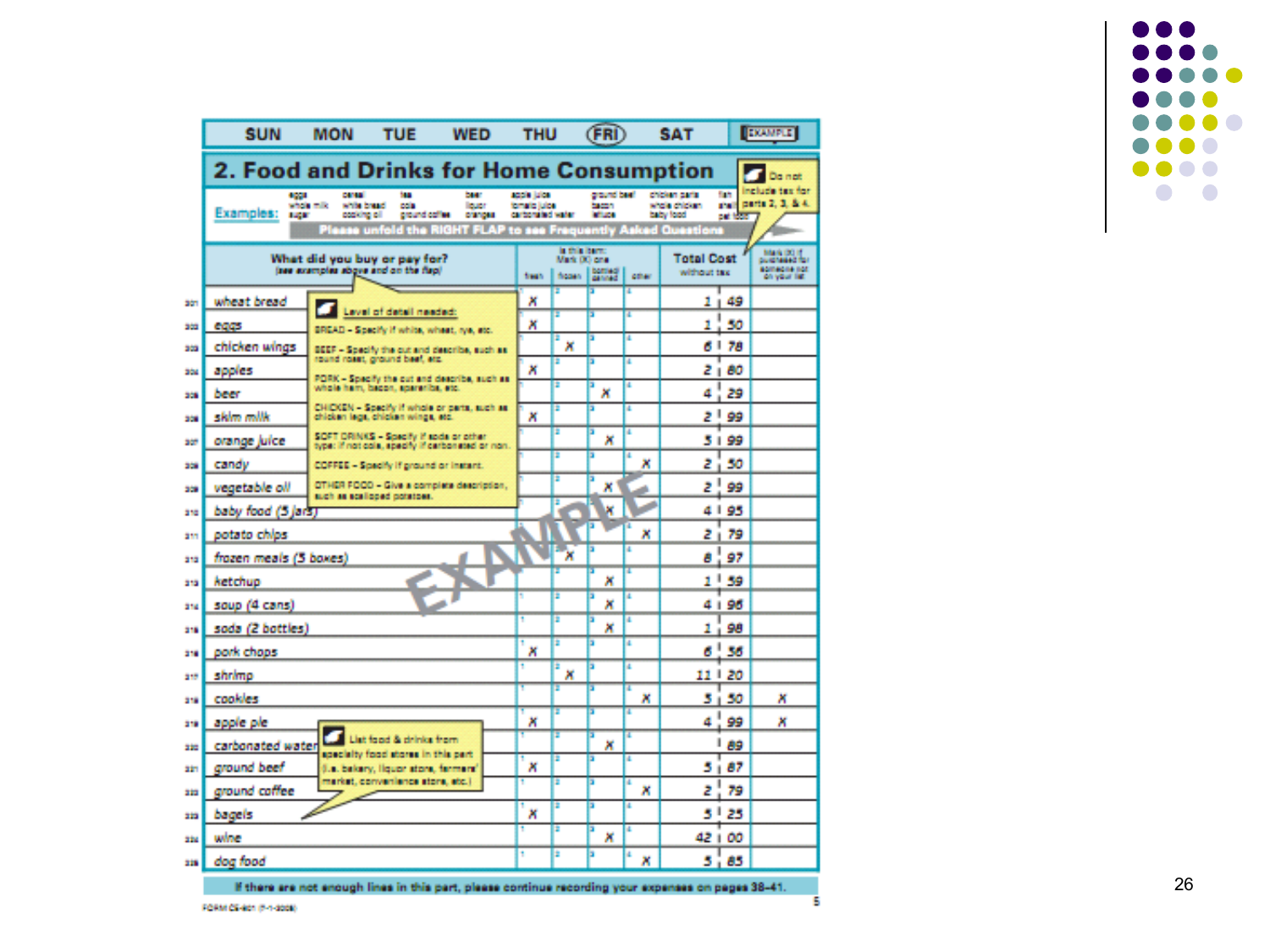SUN MON TUE WED THU FRI SAT EXAMPLE

## 2. Food and Drinks for Home Consumption

Examples: eggs, whole milk, sugar, cereal, white bread, cooking oil, tea, cola, ground coffee, beer, liquor, oranges, apple juice, tomato juice, carbonated water, ground beef, bacon, lettuce, chicken parts, whole chicken, baby food, fish, shellfish, pet food

Please unfold the RIGHT FLAP to see Frequently Asked Questions

Do not include tax for parts 2, 3, & 4.

| | What did you buy or pay for? (see examples above and on the flap) | fresh | frozen | bottled/canned | other | Total Cost without tax | Mark (X) if purchased for someone not on your list |
|---|---|---|---|---|---|---|---|
| 201 | wheat bread | X | | | | 1 49 | |
| 202 | eggs | X | | | | 1 50 | |
| 203 | chicken wings | | X | | | 6 78 | |
| 204 | apples | X | | | | 2 80 | |
| 205 | beer | | | X | | 4 29 | |
| 206 | skim milk | X | | | | 2 99 | |
| 207 | orange juice | | | X | | 3 99 | |
| 208 | candy | | | | X | 2 50 | |
| 209 | vegetable oil | | | X | | 2 99 | |
| 210 | baby food (3 jars) | | | X | | 4 95 | |
| 211 | potato chips | | | | X | 2 79 | |
| 212 | frozen meals (3 boxes) | | X | | | 8 97 | |
| 213 | ketchup | | | X | | 1 59 | |
| 214 | soup (4 cans) | | | X | | 4 96 | |
| 215 | soda (2 bottles) | | | X | | 1 98 | |
| 216 | pork chops | X | | | | 6 36 | |
| 217 | shrimp | | X | | | 11 20 | |
| 218 | cookies | | | | X | 3 50 | X |
| 219 | apple pie | X | | | | 4 99 | X |
| 220 | carbonated water | | | X | | 89 | |
| 221 | ground beef | X | | | | 5 87 | |
| 222 | ground coffee | | | | X | 2 79 | |
| 223 | bagels | X | | | | 3 25 | |
| 224 | wine | | | X | | 42 00 | |
| 225 | dog food | | | | X | 5 85 | |

Level of detail needed:
BREAD – Specify if white, wheat, rye, etc.
BEEF – Specify the cut and describe, such as round roast, ground beef, etc.
PORK – Specify the cut and describe, such as whole ham, bacon, spareribs, etc.
CHICKEN – Specify if whole or parts, such as chicken legs, chicken wings, etc.
SOFT DRINKS – Specify if soda or other type: if not cola, specify if carbonated or non.
COFFEE – Specify if ground or instant.
OTHER FOOD – Give a complete description, such as scalloped potatoes.

List food & drinks from specialty food stores in this part (i.e. bakery, liquor store, farmers' market, convenience store, etc.)

EXAMPLE

If there are not enough lines in this part, please continue recording your expenses on pages 38–41.

FORM CE-801 (7-1-2008)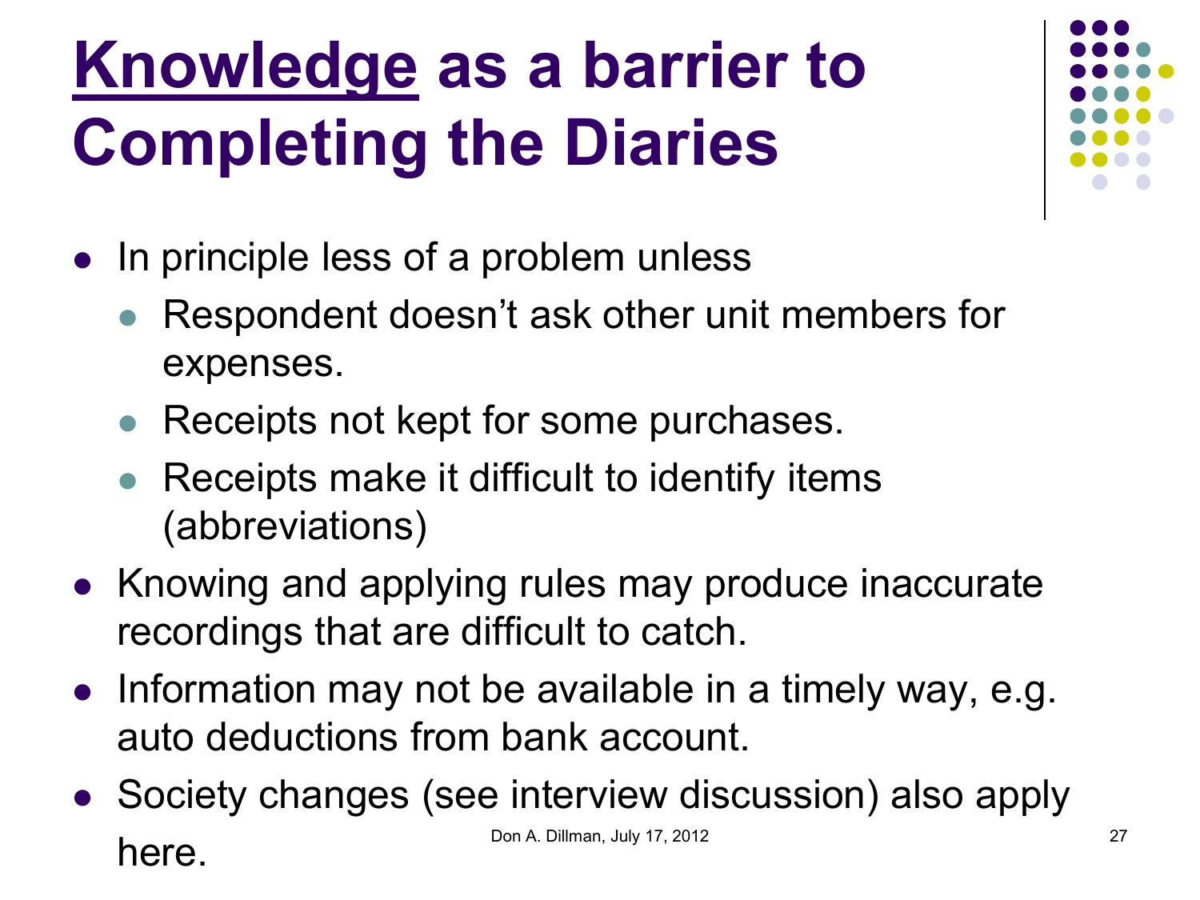# Knowledge as a barrier to Completing the Diaries

- In principle less of a problem unless
  - Respondent doesn't ask other unit members for expenses.
  - Receipts not kept for some purchases.
  - Receipts make it difficult to identify items (abbreviations)
- Knowing and applying rules may produce inaccurate recordings that are difficult to catch.
- Information may not be available in a timely way, e.g. auto deductions from bank account.
- Society changes (see interview discussion) also apply here.

Don A. Dillman, July 17, 2012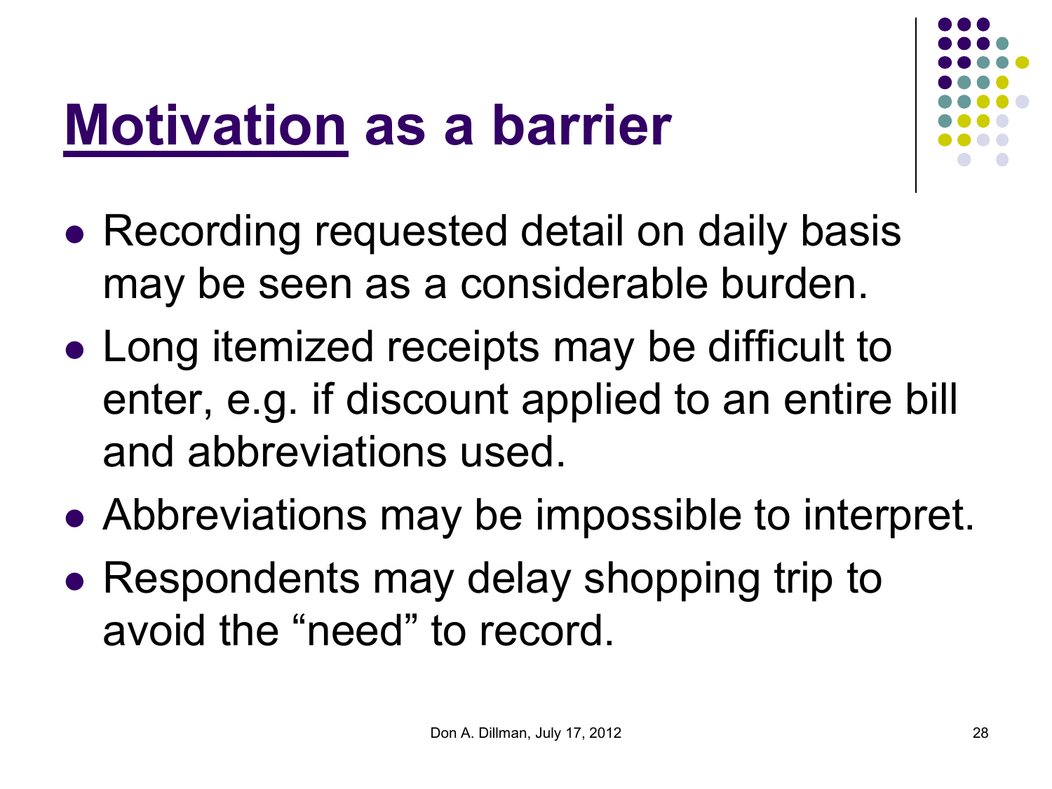# Motivation as a barrier

- Recording requested detail on daily basis may be seen as a considerable burden.
- Long itemized receipts may be difficult to enter, e.g. if discount applied to an entire bill and abbreviations used.
- Abbreviations may be impossible to interpret.
- Respondents may delay shopping trip to avoid the "need" to record.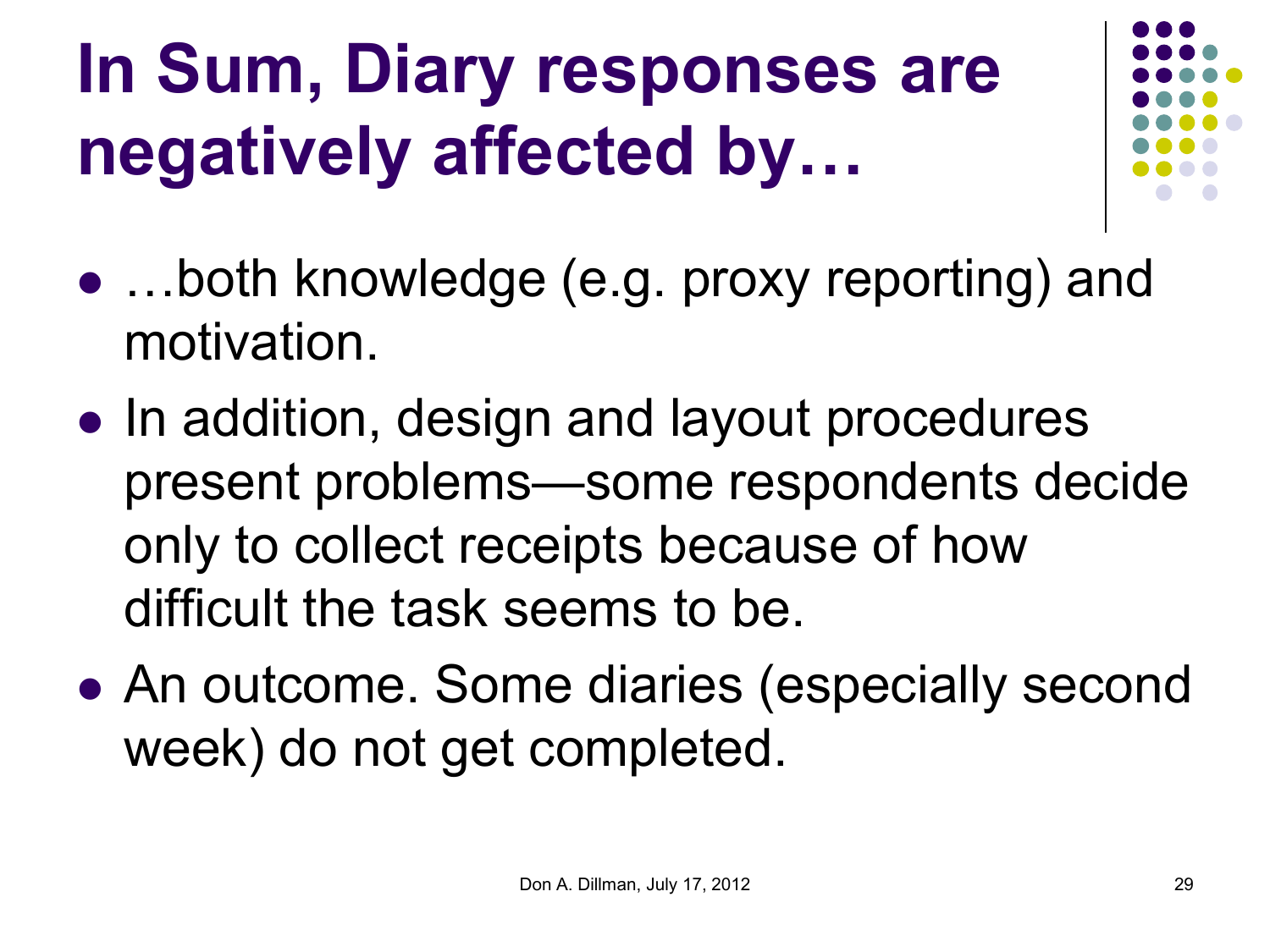# In Sum, Diary responses are negatively affected by…

- …both knowledge (e.g. proxy reporting) and motivation.
- In addition, design and layout procedures present problems—some respondents decide only to collect receipts because of how difficult the task seems to be.
- An outcome. Some diaries (especially second week) do not get completed.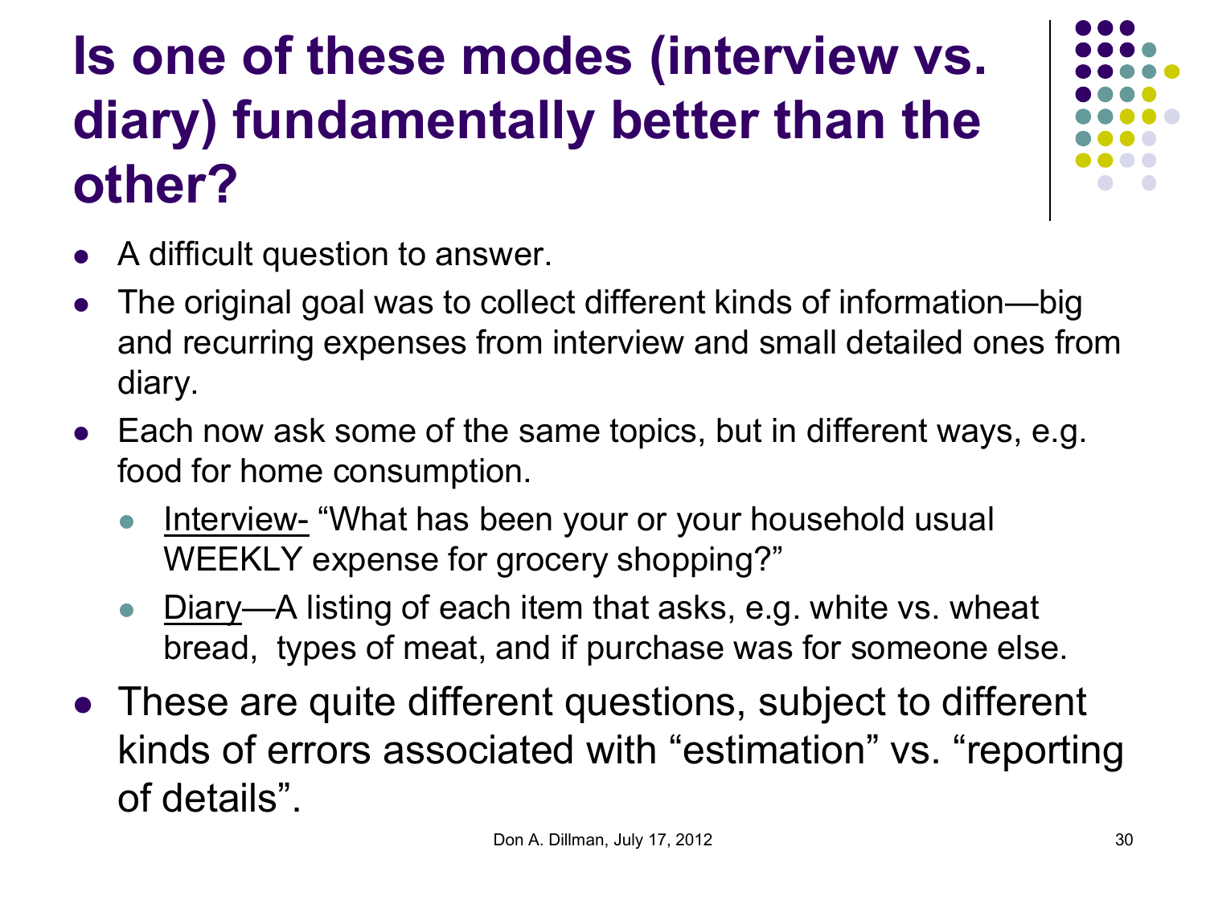# Is one of these modes (interview vs. diary) fundamentally better than the other?

- A difficult question to answer.
- The original goal was to collect different kinds of information—big and recurring expenses from interview and small detailed ones from diary.
- Each now ask some of the same topics, but in different ways, e.g. food for home consumption.
  - Interview- “What has been your or your household usual WEEKLY expense for grocery shopping?”
  - Diary—A listing of each item that asks, e.g. white vs. wheat bread, types of meat, and if purchase was for someone else.
- These are quite different questions, subject to different kinds of errors associated with “estimation” vs. “reporting of details”.

Don A. Dillman, July 17, 2012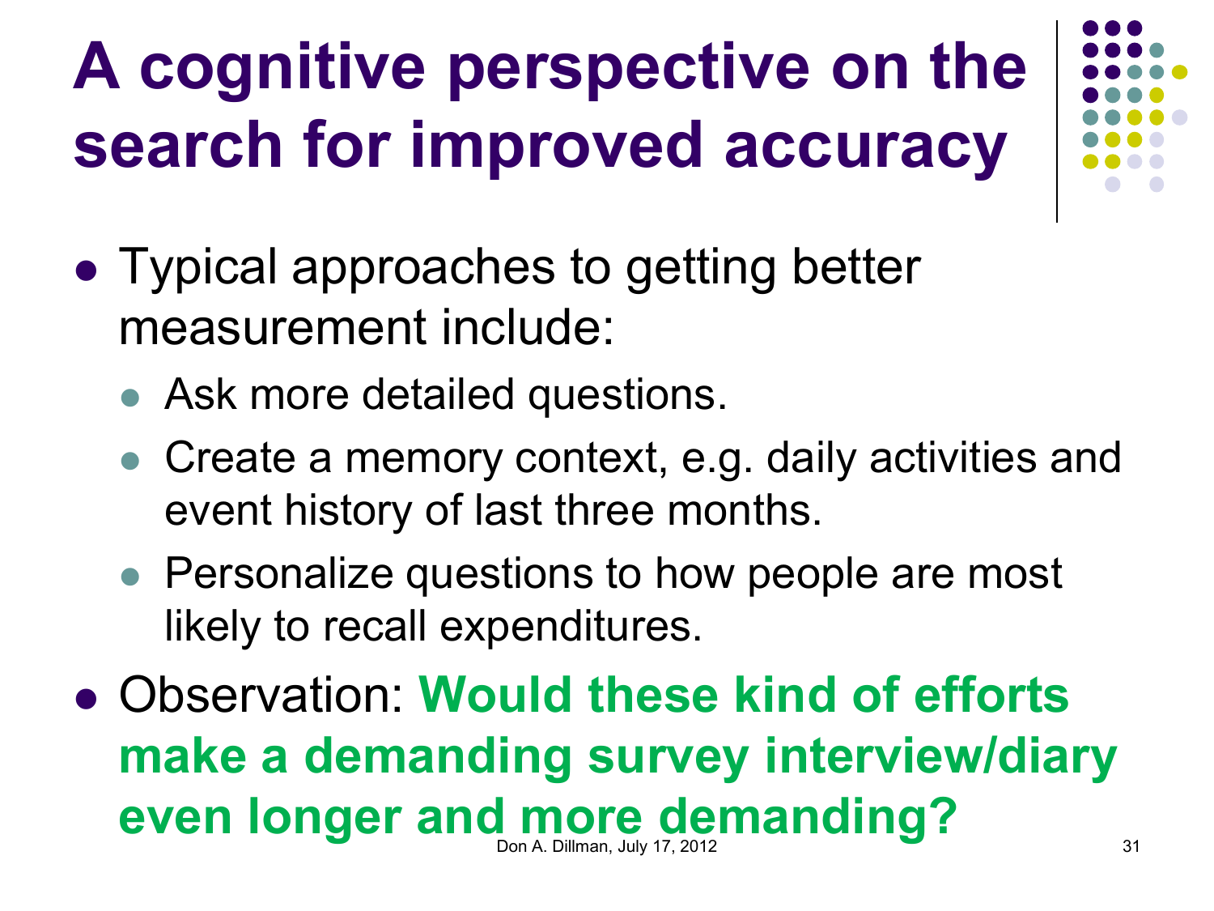# A cognitive perspective on the search for improved accuracy

- Typical approaches to getting better measurement include:
  - Ask more detailed questions.
  - Create a memory context, e.g. daily activities and event history of last three months.
  - Personalize questions to how people are most likely to recall expenditures.
- Observation: **Would these kind of efforts make a demanding survey interview/diary even longer and more demanding?**

Don A. Dillman, July 17, 2012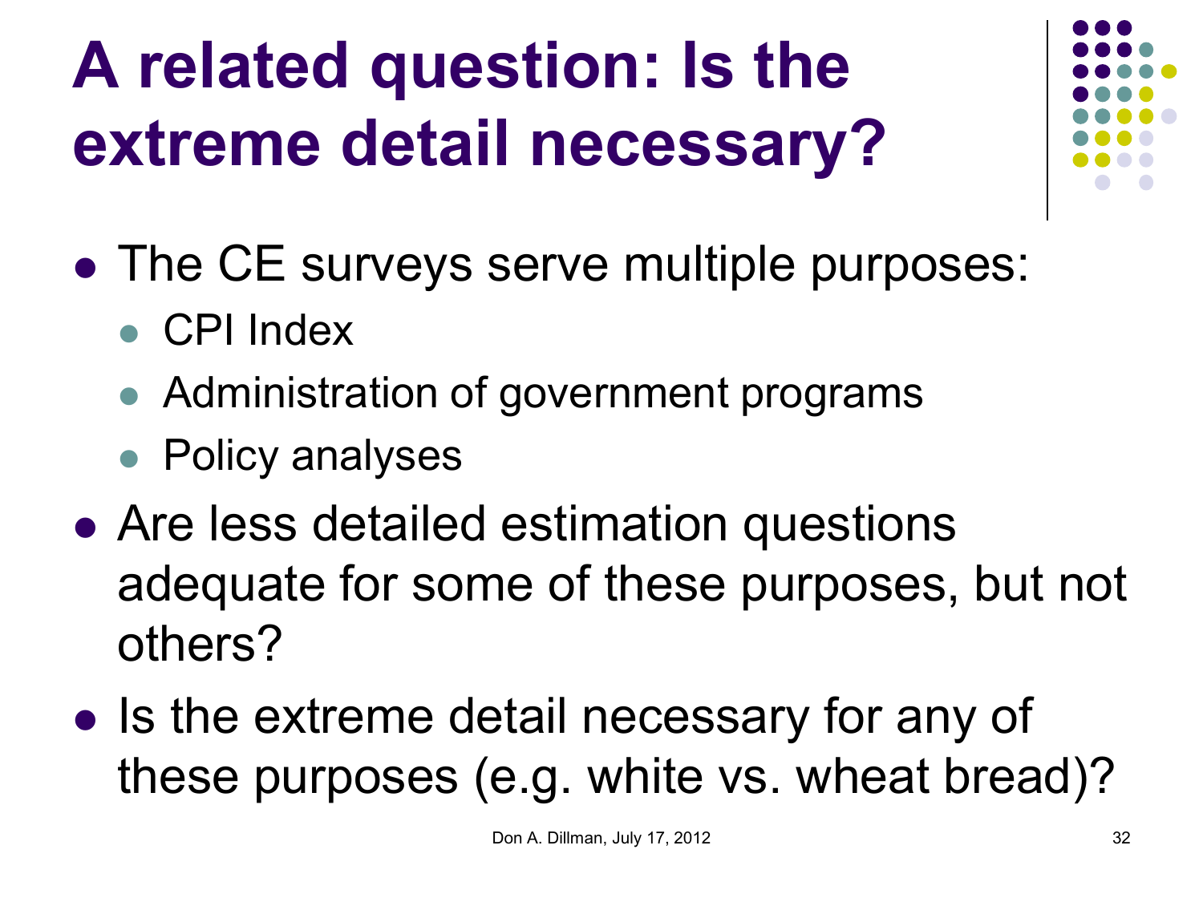# A related question: Is the extreme detail necessary?

- The CE surveys serve multiple purposes:
  - CPI Index
  - Administration of government programs
  - Policy analyses
- Are less detailed estimation questions adequate for some of these purposes, but not others?
- Is the extreme detail necessary for any of these purposes (e.g. white vs. wheat bread)?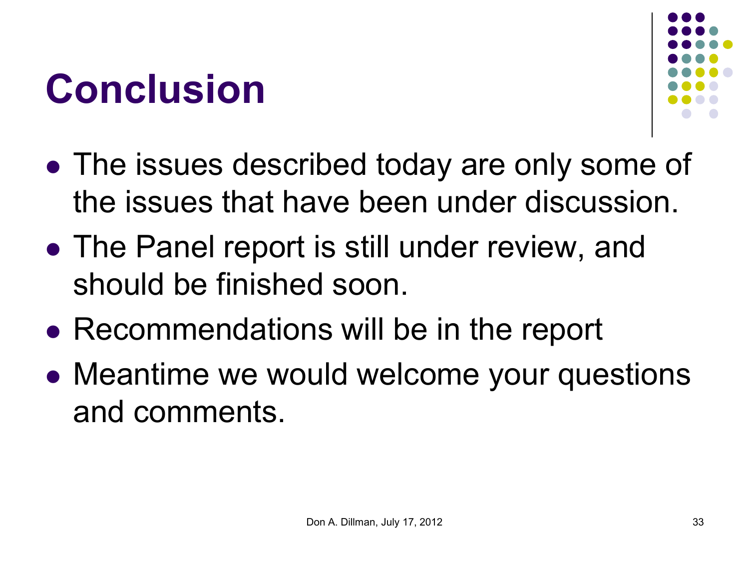# Conclusion

- The issues described today are only some of the issues that have been under discussion.
- The Panel report is still under review, and should be finished soon.
- Recommendations will be in the report
- Meantime we would welcome your questions and comments.